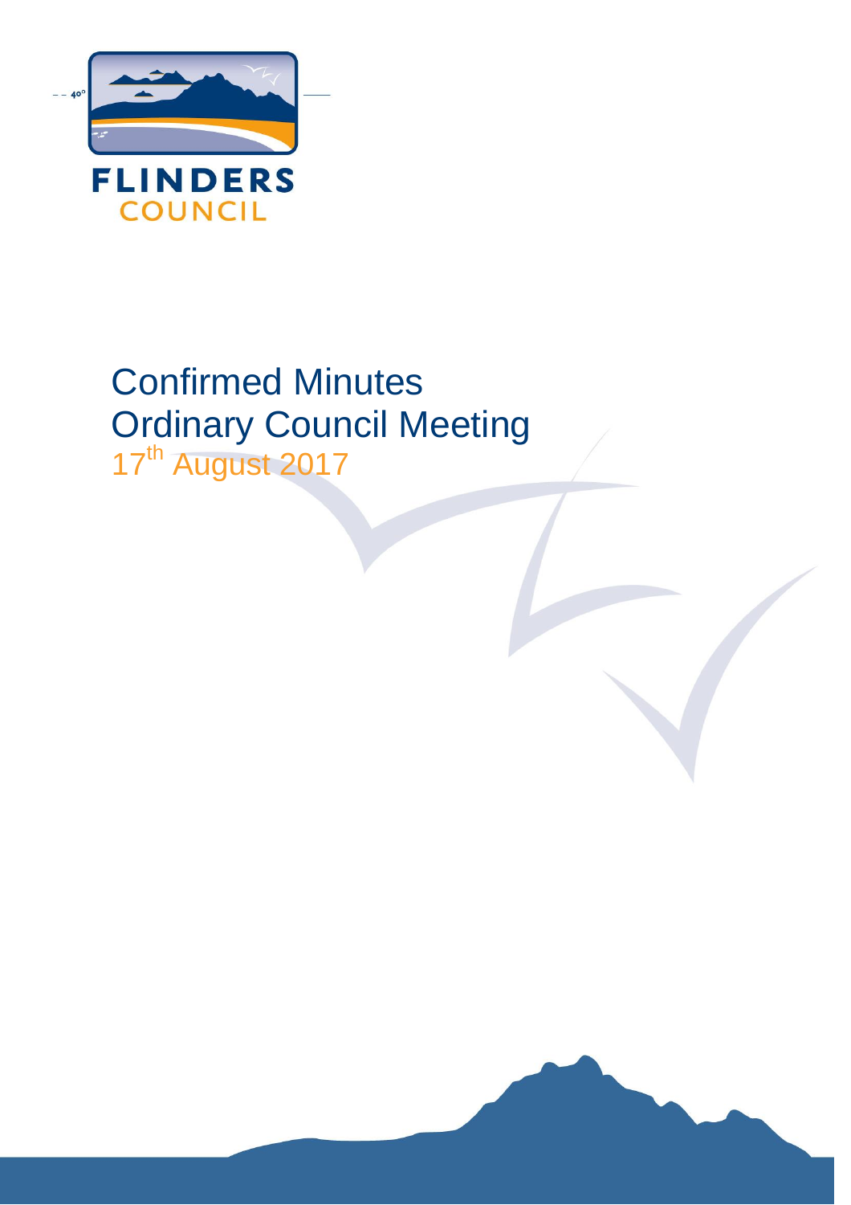FLINDERS
COUNCIL

# Confirmed Minutes
# Ordinary Council Meeting

17th August 2017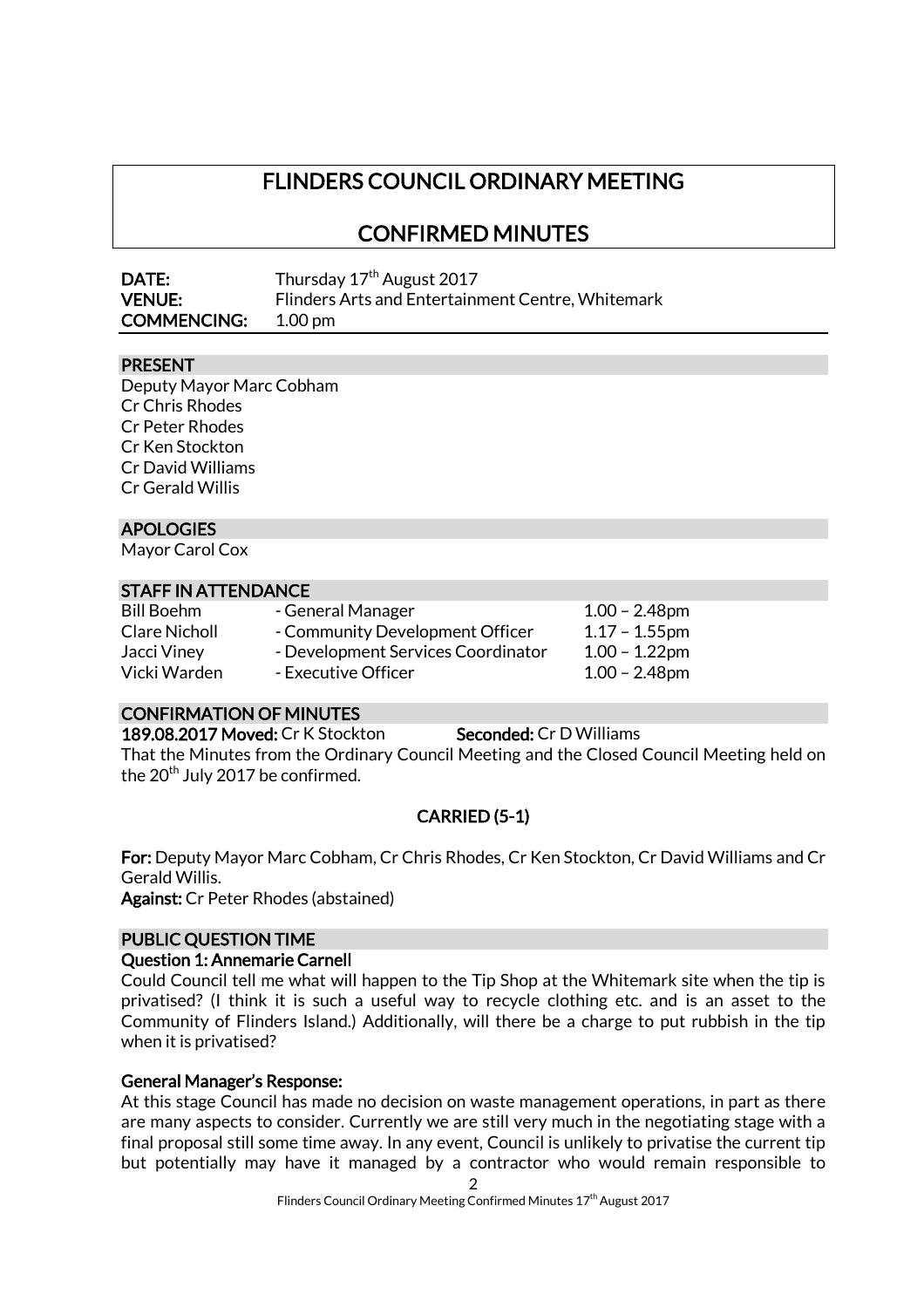# FLINDERS COUNCIL ORDINARY MEETING

## CONFIRMED MINUTES

**DATE:** Thursday 17th August 2017
**VENUE:** Flinders Arts and Entertainment Centre, Whitemark
**COMMENCING:** 1.00 pm

### PRESENT

Deputy Mayor Marc Cobham
Cr Chris Rhodes
Cr Peter Rhodes
Cr Ken Stockton
Cr David Williams
Cr Gerald Willis

### APOLOGIES

Mayor Carol Cox

### STAFF IN ATTENDANCE

| | | |
|---|---|---|
| Bill Boehm | - General Manager | 1.00 – 2.48pm |
| Clare Nicholl | - Community Development Officer | 1.17 – 1.55pm |
| Jacci Viney | - Development Services Coordinator | 1.00 – 1.22pm |
| Vicki Warden | - Executive Officer | 1.00 – 2.48pm |

### CONFIRMATION OF MINUTES

**189.08.2017 Moved:** Cr K Stockton **Seconded:** Cr D Williams

That the Minutes from the Ordinary Council Meeting and the Closed Council Meeting held on the 20th July 2017 be confirmed.

**CARRIED (5-1)**

**For:** Deputy Mayor Marc Cobham, Cr Chris Rhodes, Cr Ken Stockton, Cr David Williams and Cr Gerald Willis.
**Against:** Cr Peter Rhodes (abstained)

### PUBLIC QUESTION TIME

**Question 1: Annemarie Carnell**

Could Council tell me what will happen to the Tip Shop at the Whitemark site when the tip is privatised? (I think it is such a useful way to recycle clothing etc. and is an asset to the Community of Flinders Island.) Additionally, will there be a charge to put rubbish in the tip when it is privatised?

**General Manager's Response:**

At this stage Council has made no decision on waste management operations, in part as there are many aspects to consider. Currently we are still very much in the negotiating stage with a final proposal still some time away. In any event, Council is unlikely to privatise the current tip but potentially may have it managed by a contractor who would remain responsible to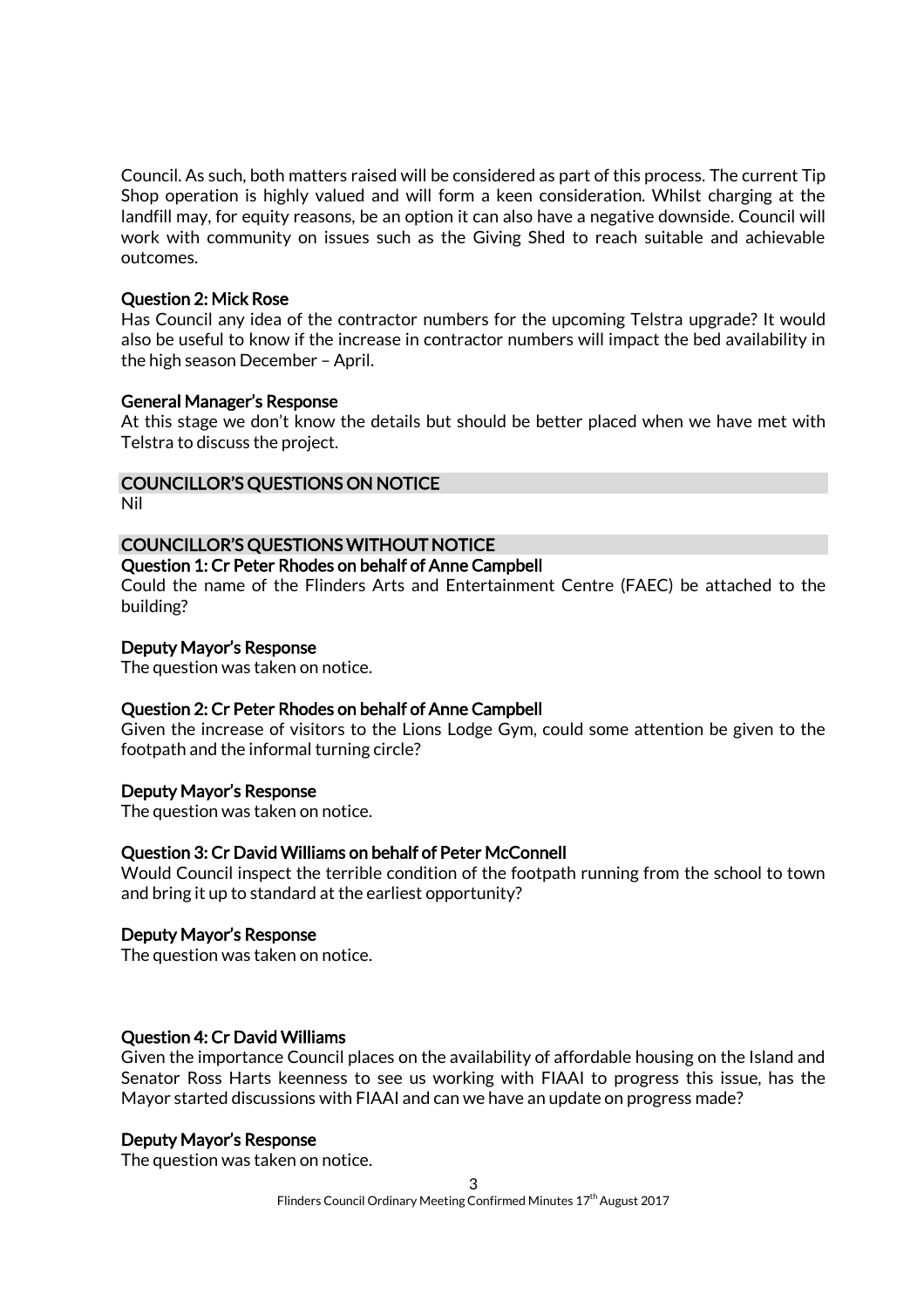Council. As such, both matters raised will be considered as part of this process. The current Tip Shop operation is highly valued and will form a keen consideration. Whilst charging at the landfill may, for equity reasons, be an option it can also have a negative downside. Council will work with community on issues such as the Giving Shed to reach suitable and achievable outcomes.

**Question 2: Mick Rose**

Has Council any idea of the contractor numbers for the upcoming Telstra upgrade? It would also be useful to know if the increase in contractor numbers will impact the bed availability in the high season December – April.

**General Manager's Response**

At this stage we don't know the details but should be better placed when we have met with Telstra to discuss the project.

## COUNCILLOR'S QUESTIONS ON NOTICE

Nil

## COUNCILLOR'S QUESTIONS WITHOUT NOTICE

**Question 1: Cr Peter Rhodes on behalf of Anne Campbell**

Could the name of the Flinders Arts and Entertainment Centre (FAEC) be attached to the building?

**Deputy Mayor's Response**

The question was taken on notice.

**Question 2: Cr Peter Rhodes on behalf of Anne Campbell**

Given the increase of visitors to the Lions Lodge Gym, could some attention be given to the footpath and the informal turning circle?

**Deputy Mayor's Response**

The question was taken on notice.

**Question 3: Cr David Williams on behalf of Peter McConnell**

Would Council inspect the terrible condition of the footpath running from the school to town and bring it up to standard at the earliest opportunity?

**Deputy Mayor's Response**

The question was taken on notice.

**Question 4: Cr David Williams**

Given the importance Council places on the availability of affordable housing on the Island and Senator Ross Harts keenness to see us working with FIAAI to progress this issue, has the Mayor started discussions with FIAAI and can we have an update on progress made?

**Deputy Mayor's Response**

The question was taken on notice.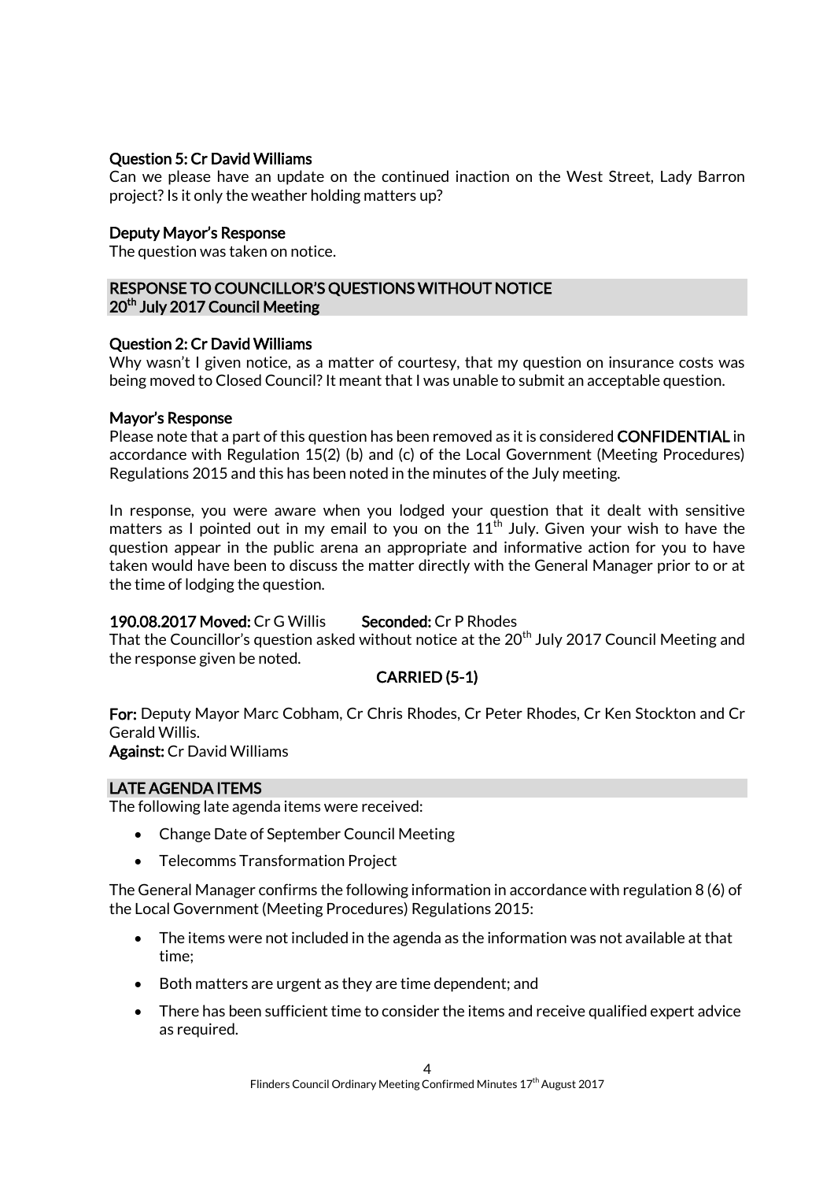**Question 5: Cr David Williams**
Can we please have an update on the continued inaction on the West Street, Lady Barron project? Is it only the weather holding matters up?

**Deputy Mayor's Response**
The question was taken on notice.

## RESPONSE TO COUNCILLOR'S QUESTIONS WITHOUT NOTICE 20th July 2017 Council Meeting

**Question 2: Cr David Williams**
Why wasn't I given notice, as a matter of courtesy, that my question on insurance costs was being moved to Closed Council? It meant that I was unable to submit an acceptable question.

**Mayor's Response**
Please note that a part of this question has been removed as it is considered **CONFIDENTIAL** in accordance with Regulation 15(2) (b) and (c) of the Local Government (Meeting Procedures) Regulations 2015 and this has been noted in the minutes of the July meeting.

In response, you were aware when you lodged your question that it dealt with sensitive matters as I pointed out in my email to you on the 11th July. Given your wish to have the question appear in the public arena an appropriate and informative action for you to have taken would have been to discuss the matter directly with the General Manager prior to or at the time of lodging the question.

**190.08.2017 Moved:** Cr G Willis **Seconded:** Cr P Rhodes
That the Councillor's question asked without notice at the 20th July 2017 Council Meeting and the response given be noted.

**CARRIED (5-1)**

**For:** Deputy Mayor Marc Cobham, Cr Chris Rhodes, Cr Peter Rhodes, Cr Ken Stockton and Cr Gerald Willis.
**Against:** Cr David Williams

## LATE AGENDA ITEMS

The following late agenda items were received:

- Change Date of September Council Meeting
- Telecomms Transformation Project

The General Manager confirms the following information in accordance with regulation 8 (6) of the Local Government (Meeting Procedures) Regulations 2015:

- The items were not included in the agenda as the information was not available at that time;
- Both matters are urgent as they are time dependent; and
- There has been sufficient time to consider the items and receive qualified expert advice as required.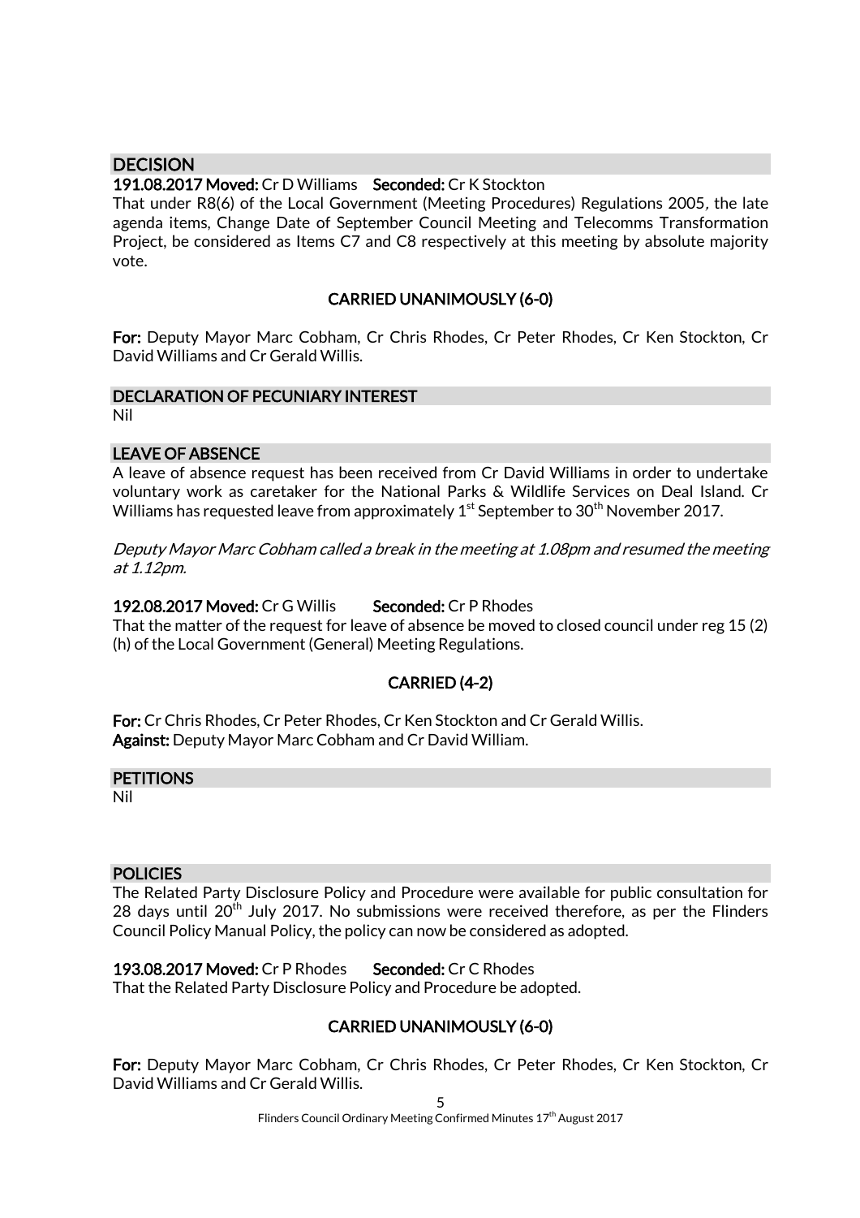## DECISION

**191.08.2017 Moved:** Cr D Williams **Seconded:** Cr K Stockton

That under R8(6) of the Local Government (Meeting Procedures) Regulations 2005, the late agenda items, Change Date of September Council Meeting and Telecomms Transformation Project, be considered as Items C7 and C8 respectively at this meeting by absolute majority vote.

**CARRIED UNANIMOUSLY (6-0)**

**For:** Deputy Mayor Marc Cobham, Cr Chris Rhodes, Cr Peter Rhodes, Cr Ken Stockton, Cr David Williams and Cr Gerald Willis.

## DECLARATION OF PECUNIARY INTEREST

Nil

## LEAVE OF ABSENCE

A leave of absence request has been received from Cr David Williams in order to undertake voluntary work as caretaker for the National Parks & Wildlife Services on Deal Island. Cr Williams has requested leave from approximately 1st September to 30th November 2017.

*Deputy Mayor Marc Cobham called a break in the meeting at 1.08pm and resumed the meeting at 1.12pm.*

**192.08.2017 Moved:** Cr G Willis **Seconded:** Cr P Rhodes

That the matter of the request for leave of absence be moved to closed council under reg 15 (2) (h) of the Local Government (General) Meeting Regulations.

**CARRIED (4-2)**

**For:** Cr Chris Rhodes, Cr Peter Rhodes, Cr Ken Stockton and Cr Gerald Willis.
**Against:** Deputy Mayor Marc Cobham and Cr David William.

## PETITIONS

Nil

## POLICIES

The Related Party Disclosure Policy and Procedure were available for public consultation for 28 days until 20th July 2017. No submissions were received therefore, as per the Flinders Council Policy Manual Policy, the policy can now be considered as adopted.

**193.08.2017 Moved:** Cr P Rhodes **Seconded:** Cr C Rhodes

That the Related Party Disclosure Policy and Procedure be adopted.

**CARRIED UNANIMOUSLY (6-0)**

**For:** Deputy Mayor Marc Cobham, Cr Chris Rhodes, Cr Peter Rhodes, Cr Ken Stockton, Cr David Williams and Cr Gerald Willis.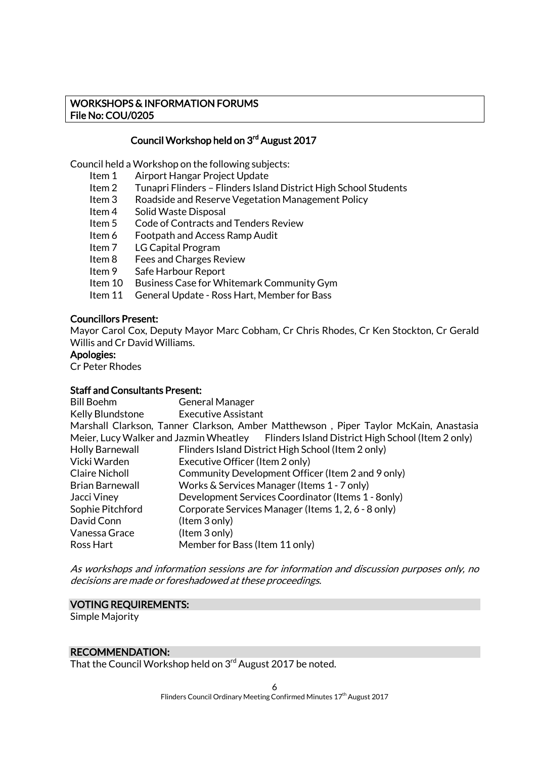**WORKSHOPS & INFORMATION FORUMS**
**File No: COU/0205**

## Council Workshop held on 3rd August 2017

Council held a Workshop on the following subjects:

- Item 1 Airport Hangar Project Update
- Item 2 Tunapri Flinders – Flinders Island District High School Students
- Item 3 Roadside and Reserve Vegetation Management Policy
- Item 4 Solid Waste Disposal
- Item 5 Code of Contracts and Tenders Review
- Item 6 Footpath and Access Ramp Audit
- Item 7 LG Capital Program
- Item 8 Fees and Charges Review
- Item 9 Safe Harbour Report
- Item 10 Business Case for Whitemark Community Gym
- Item 11 General Update - Ross Hart, Member for Bass

**Councillors Present:**
Mayor Carol Cox, Deputy Mayor Marc Cobham, Cr Chris Rhodes, Cr Ken Stockton, Cr Gerald Willis and Cr David Williams.

**Apologies:**
Cr Peter Rhodes

**Staff and Consultants Present:**

| | |
|---|---|
| Bill Boehm | General Manager |
| Kelly Blundstone | Executive Assistant |
| Marshall Clarkson, Tanner Clarkson, Amber Matthewson , Piper Taylor McKain, Anastasia Meier, Lucy Walker and Jazmin Wheatley | Flinders Island District High School (Item 2 only) |
| Holly Barnewall | Flinders Island District High School (Item 2 only) |
| Vicki Warden | Executive Officer (Item 2 only) |
| Claire Nicholl | Community Development Officer (Item 2 and 9 only) |
| Brian Barnewall | Works & Services Manager (Items 1 - 7 only) |
| Jacci Viney | Development Services Coordinator (Items 1 - 8only) |
| Sophie Pitchford | Corporate Services Manager (Items 1, 2, 6 - 8 only) |
| David Conn | (Item 3 only) |
| Vanessa Grace | (Item 3 only) |
| Ross Hart | Member for Bass (Item 11 only) |

*As workshops and information sessions are for information and discussion purposes only, no decisions are made or foreshadowed at these proceedings.*

**VOTING REQUIREMENTS:**
Simple Majority

**RECOMMENDATION:**
That the Council Workshop held on 3rd August 2017 be noted.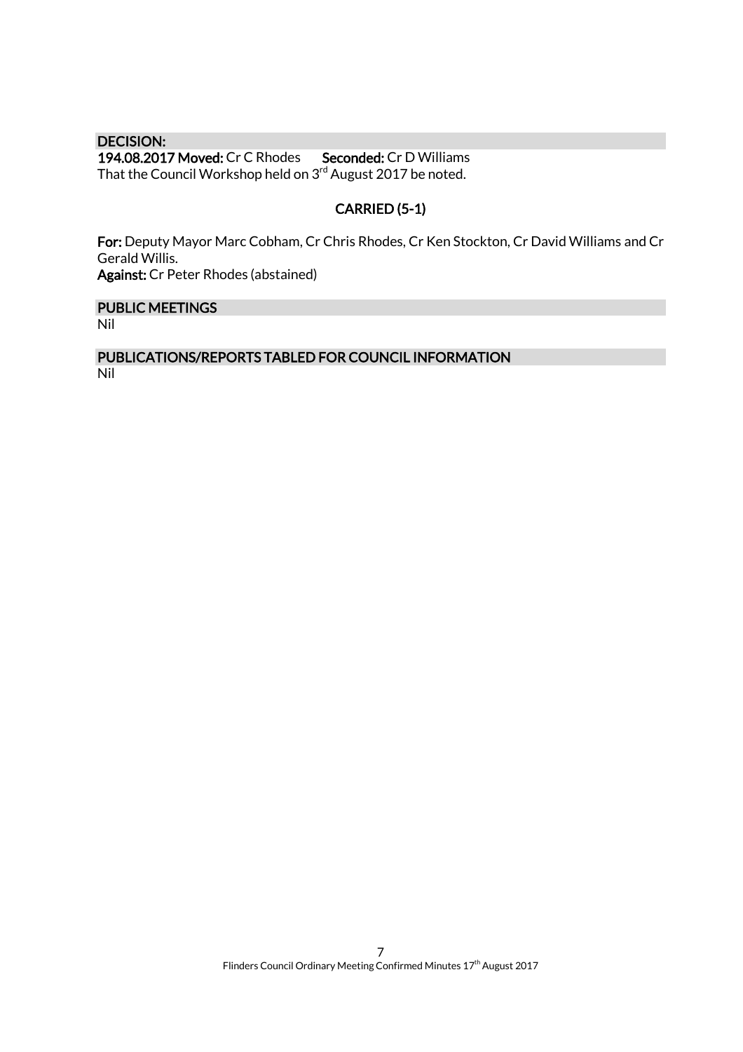## DECISION:

**194.08.2017 Moved:** Cr C Rhodes **Seconded:** Cr D Williams
That the Council Workshop held on 3rd August 2017 be noted.

**CARRIED (5-1)**

**For:** Deputy Mayor Marc Cobham, Cr Chris Rhodes, Cr Ken Stockton, Cr David Williams and Cr Gerald Willis.
**Against:** Cr Peter Rhodes (abstained)

## PUBLIC MEETINGS

Nil

## PUBLICATIONS/REPORTS TABLED FOR COUNCIL INFORMATION

Nil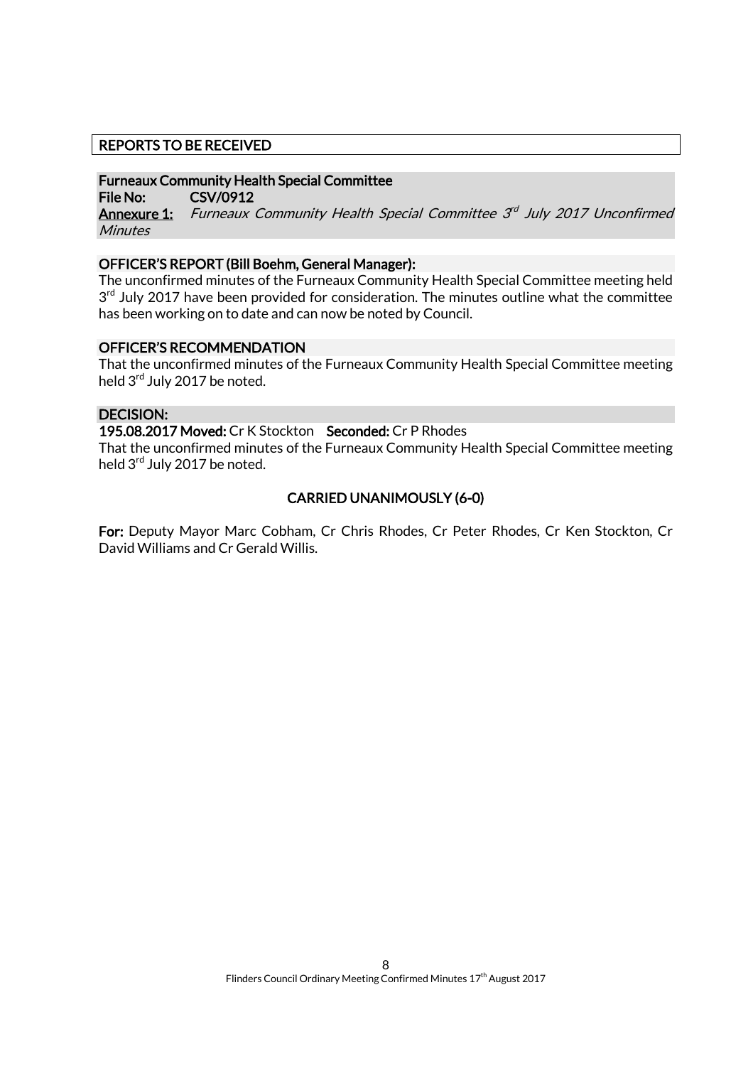## REPORTS TO BE RECEIVED

### Furneaux Community Health Special Committee

**File No:** CSV/0912

**Annexure 1:** *Furneaux Community Health Special Committee 3rd July 2017 Unconfirmed Minutes*

#### OFFICER'S REPORT (Bill Boehm, General Manager):

The unconfirmed minutes of the Furneaux Community Health Special Committee meeting held 3rd July 2017 have been provided for consideration. The minutes outline what the committee has been working on to date and can now be noted by Council.

#### OFFICER'S RECOMMENDATION

That the unconfirmed minutes of the Furneaux Community Health Special Committee meeting held 3rd July 2017 be noted.

#### DECISION:

**195.08.2017 Moved:** Cr K Stockton **Seconded:** Cr P Rhodes

That the unconfirmed minutes of the Furneaux Community Health Special Committee meeting held 3rd July 2017 be noted.

**CARRIED UNANIMOUSLY (6-0)**

**For:** Deputy Mayor Marc Cobham, Cr Chris Rhodes, Cr Peter Rhodes, Cr Ken Stockton, Cr David Williams and Cr Gerald Willis.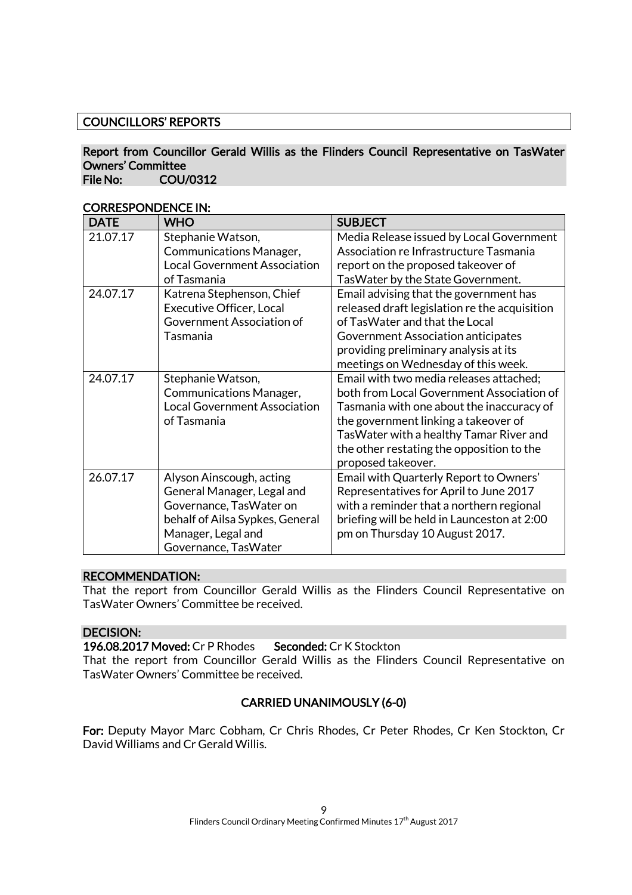## COUNCILLORS' REPORTS

### Report from Councillor Gerald Willis as the Flinders Council Representative on TasWater Owners' Committee

**File No:** COU/0312

**CORRESPONDENCE IN:**

| DATE | WHO | SUBJECT |
|---|---|---|
| 21.07.17 | Stephanie Watson, Communications Manager, Local Government Association of Tasmania | Media Release issued by Local Government Association re Infrastructure Tasmania report on the proposed takeover of TasWater by the State Government. |
| 24.07.17 | Katrena Stephenson, Chief Executive Officer, Local Government Association of Tasmania | Email advising that the government has released draft legislation re the acquisition of TasWater and that the Local Government Association anticipates providing preliminary analysis at its meetings on Wednesday of this week. |
| 24.07.17 | Stephanie Watson, Communications Manager, Local Government Association of Tasmania | Email with two media releases attached; both from Local Government Association of Tasmania with one about the inaccuracy of the government linking a takeover of TasWater with a healthy Tamar River and the other restating the opposition to the proposed takeover. |
| 26.07.17 | Alyson Ainscough, acting General Manager, Legal and Governance, TasWater on behalf of Ailsa Sypkes, General Manager, Legal and Governance, TasWater | Email with Quarterly Report to Owners' Representatives for April to June 2017 with a reminder that a northern regional briefing will be held in Launceston at 2:00 pm on Thursday 10 August 2017. |

**RECOMMENDATION:**

That the report from Councillor Gerald Willis as the Flinders Council Representative on TasWater Owners' Committee be received.

**DECISION:**

**196.08.2017 Moved:** Cr P Rhodes **Seconded:** Cr K Stockton

That the report from Councillor Gerald Willis as the Flinders Council Representative on TasWater Owners' Committee be received.

**CARRIED UNANIMOUSLY (6-0)**

**For:** Deputy Mayor Marc Cobham, Cr Chris Rhodes, Cr Peter Rhodes, Cr Ken Stockton, Cr David Williams and Cr Gerald Willis.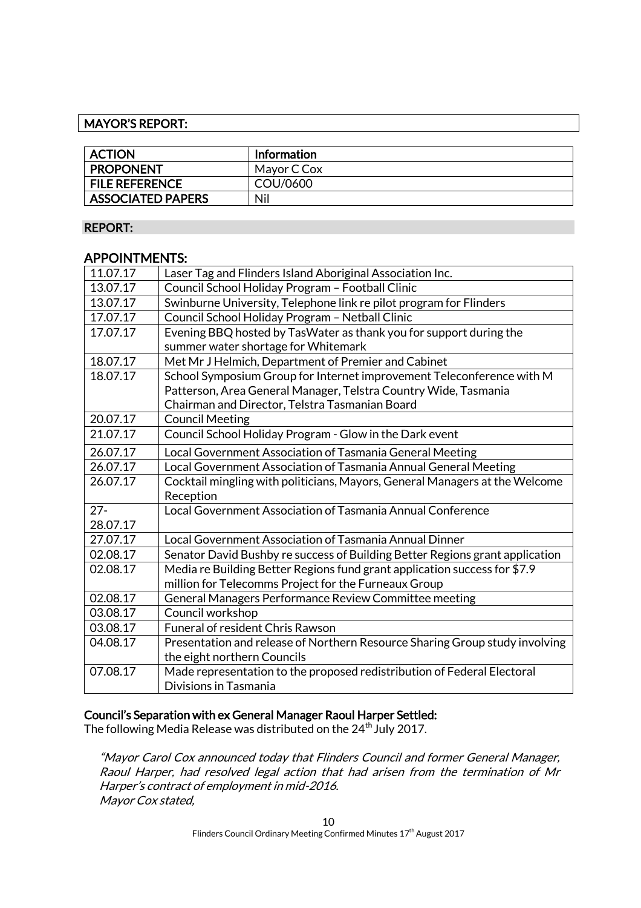## MAYOR'S REPORT:

| | |
|---|---|
| **ACTION** | **Information** |
| **PROPONENT** | Mayor C Cox |
| **FILE REFERENCE** | COU/0600 |
| **ASSOCIATED PAPERS** | Nil |

**REPORT:**

### APPOINTMENTS:

| | |
|---|---|
| 11.07.17 | Laser Tag and Flinders Island Aboriginal Association Inc. |
| 13.07.17 | Council School Holiday Program – Football Clinic |
| 13.07.17 | Swinburne University, Telephone link re pilot program for Flinders |
| 17.07.17 | Council School Holiday Program – Netball Clinic |
| 17.07.17 | Evening BBQ hosted by TasWater as thank you for support during the summer water shortage for Whitemark |
| 18.07.17 | Met Mr J Helmich, Department of Premier and Cabinet |
| 18.07.17 | School Symposium Group for Internet improvement Teleconference with M Patterson, Area General Manager, Telstra Country Wide, Tasmania Chairman and Director, Telstra Tasmanian Board |
| 20.07.17 | Council Meeting |
| 21.07.17 | Council School Holiday Program - Glow in the Dark event |
| 26.07.17 | Local Government Association of Tasmania General Meeting |
| 26.07.17 | Local Government Association of Tasmania Annual General Meeting |
| 26.07.17 | Cocktail mingling with politicians, Mayors, General Managers at the Welcome Reception |
| 27-28.07.17 | Local Government Association of Tasmania Annual Conference |
| 27.07.17 | Local Government Association of Tasmania Annual Dinner |
| 02.08.17 | Senator David Bushby re success of Building Better Regions grant application |
| 02.08.17 | Media re Building Better Regions fund grant application success for $7.9 million for Telecomms Project for the Furneaux Group |
| 02.08.17 | General Managers Performance Review Committee meeting |
| 03.08.17 | Council workshop |
| 03.08.17 | Funeral of resident Chris Rawson |
| 04.08.17 | Presentation and release of Northern Resource Sharing Group study involving the eight northern Councils |
| 07.08.17 | Made representation to the proposed redistribution of Federal Electoral Divisions in Tasmania |

**Council's Separation with ex General Manager Raoul Harper Settled:**

The following Media Release was distributed on the 24th July 2017.

*"Mayor Carol Cox announced today that Flinders Council and former General Manager, Raoul Harper, had resolved legal action that had arisen from the termination of Mr Harper's contract of employment in mid-2016.*

*Mayor Cox stated,*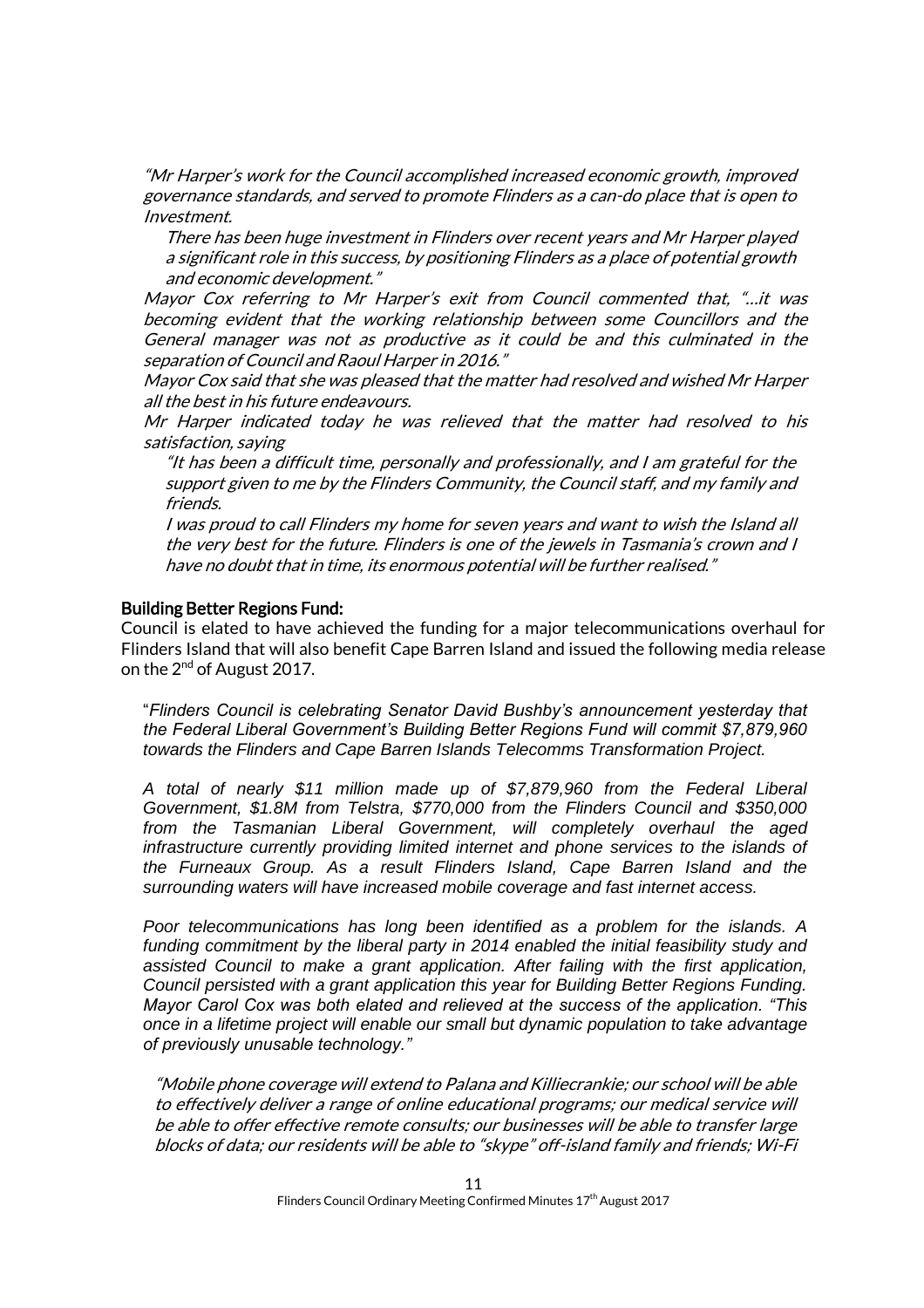*"Mr Harper's work for the Council accomplished increased economic growth, improved governance standards, and served to promote Flinders as a can-do place that is open to Investment.*

*There has been huge investment in Flinders over recent years and Mr Harper played a significant role in this success, by positioning Flinders as a place of potential growth and economic development."*

*Mayor Cox referring to Mr Harper's exit from Council commented that, "...it was becoming evident that the working relationship between some Councillors and the General manager was not as productive as it could be and this culminated in the separation of Council and Raoul Harper in 2016."*

*Mayor Cox said that she was pleased that the matter had resolved and wished Mr Harper all the best in his future endeavours.*

*Mr Harper indicated today he was relieved that the matter had resolved to his satisfaction, saying*

*"It has been a difficult time, personally and professionally, and I am grateful for the support given to me by the Flinders Community, the Council staff, and my family and friends.*

*I was proud to call Flinders my home for seven years and want to wish the Island all the very best for the future. Flinders is one of the jewels in Tasmania's crown and I have no doubt that in time, its enormous potential will be further realised."*

**Building Better Regions Fund:**

Council is elated to have achieved the funding for a major telecommunications overhaul for Flinders Island that will also benefit Cape Barren Island and issued the following media release on the 2nd of August 2017.

"*Flinders Council is celebrating Senator David Bushby's announcement yesterday that the Federal Liberal Government's Building Better Regions Fund will commit $7,879,960 towards the Flinders and Cape Barren Islands Telecomms Transformation Project.*

*A total of nearly $11 million made up of $7,879,960 from the Federal Liberal Government, $1.8M from Telstra, $770,000 from the Flinders Council and $350,000 from the Tasmanian Liberal Government, will completely overhaul the aged infrastructure currently providing limited internet and phone services to the islands of the Furneaux Group. As a result Flinders Island, Cape Barren Island and the surrounding waters will have increased mobile coverage and fast internet access.*

*Poor telecommunications has long been identified as a problem for the islands. A funding commitment by the liberal party in 2014 enabled the initial feasibility study and assisted Council to make a grant application. After failing with the first application, Council persisted with a grant application this year for Building Better Regions Funding. Mayor Carol Cox was both elated and relieved at the success of the application. "This once in a lifetime project will enable our small but dynamic population to take advantage of previously unusable technology."*

*"Mobile phone coverage will extend to Palana and Killiecrankie; our school will be able to effectively deliver a range of online educational programs; our medical service will be able to offer effective remote consults; our businesses will be able to transfer large blocks of data; our residents will be able to "skype" off-island family and friends; Wi-Fi*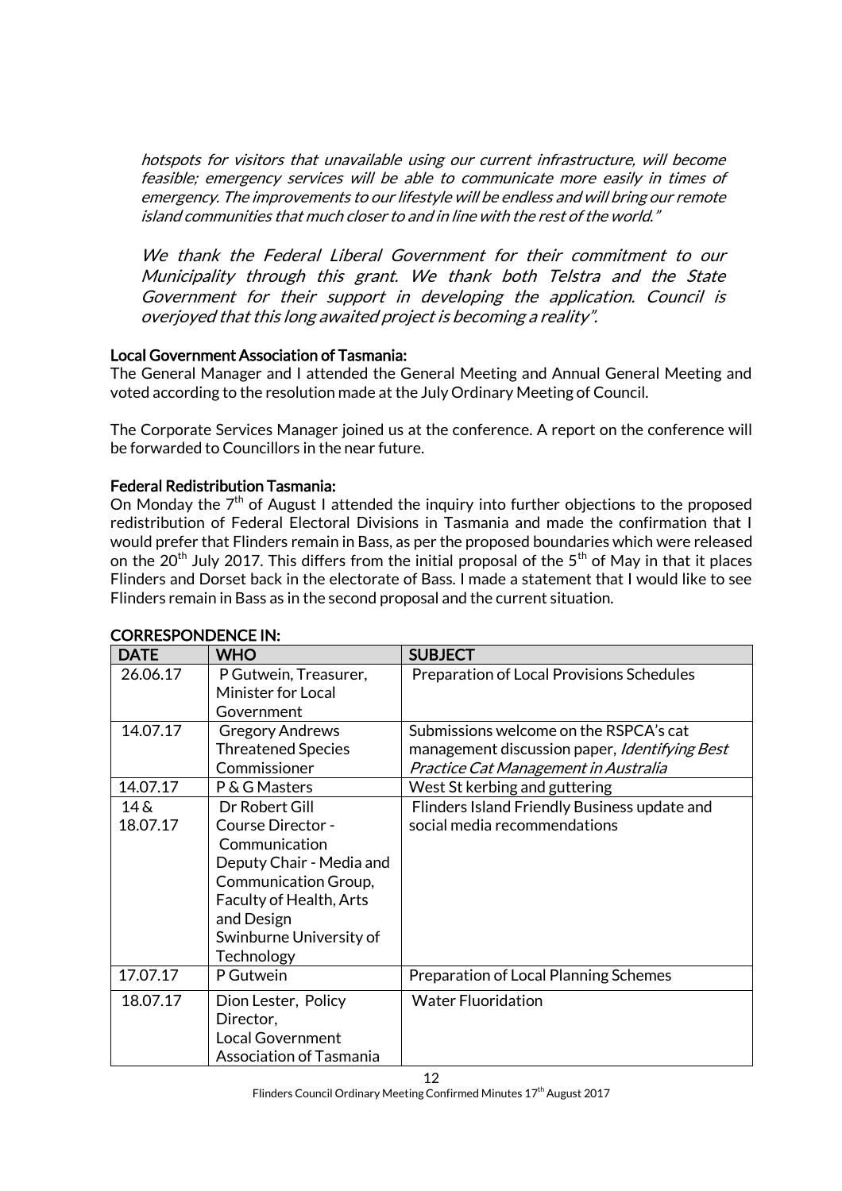*hotspots for visitors that unavailable using our current infrastructure, will become feasible; emergency services will be able to communicate more easily in times of emergency. The improvements to our lifestyle will be endless and will bring our remote island communities that much closer to and in line with the rest of the world."*

*We thank the Federal Liberal Government for their commitment to our Municipality through this grant. We thank both Telstra and the State Government for their support in developing the application. Council is overjoyed that this long awaited project is becoming a reality".*

**Local Government Association of Tasmania:**

The General Manager and I attended the General Meeting and Annual General Meeting and voted according to the resolution made at the July Ordinary Meeting of Council.

The Corporate Services Manager joined us at the conference. A report on the conference will be forwarded to Councillors in the near future.

**Federal Redistribution Tasmania:**

On Monday the 7th of August I attended the inquiry into further objections to the proposed redistribution of Federal Electoral Divisions in Tasmania and made the confirmation that I would prefer that Flinders remain in Bass, as per the proposed boundaries which were released on the 20th July 2017. This differs from the initial proposal of the 5th of May in that it places Flinders and Dorset back in the electorate of Bass. I made a statement that I would like to see Flinders remain in Bass as in the second proposal and the current situation.

**CORRESPONDENCE IN:**

| DATE | WHO | SUBJECT |
|---|---|---|
| 26.06.17 | P Gutwein, Treasurer, Minister for Local Government | Preparation of Local Provisions Schedules |
| 14.07.17 | Gregory Andrews Threatened Species Commissioner | Submissions welcome on the RSPCA's cat management discussion paper, *Identifying Best Practice Cat Management in Australia* |
| 14.07.17 | P & G Masters | West St kerbing and guttering |
| 14 & 18.07.17 | Dr Robert Gill Course Director - Communication Deputy Chair - Media and Communication Group, Faculty of Health, Arts and Design Swinburne University of Technology | Flinders Island Friendly Business update and social media recommendations |
| 17.07.17 | P Gutwein | Preparation of Local Planning Schemes |
| 18.07.17 | Dion Lester, Policy Director, Local Government Association of Tasmania | Water Fluoridation |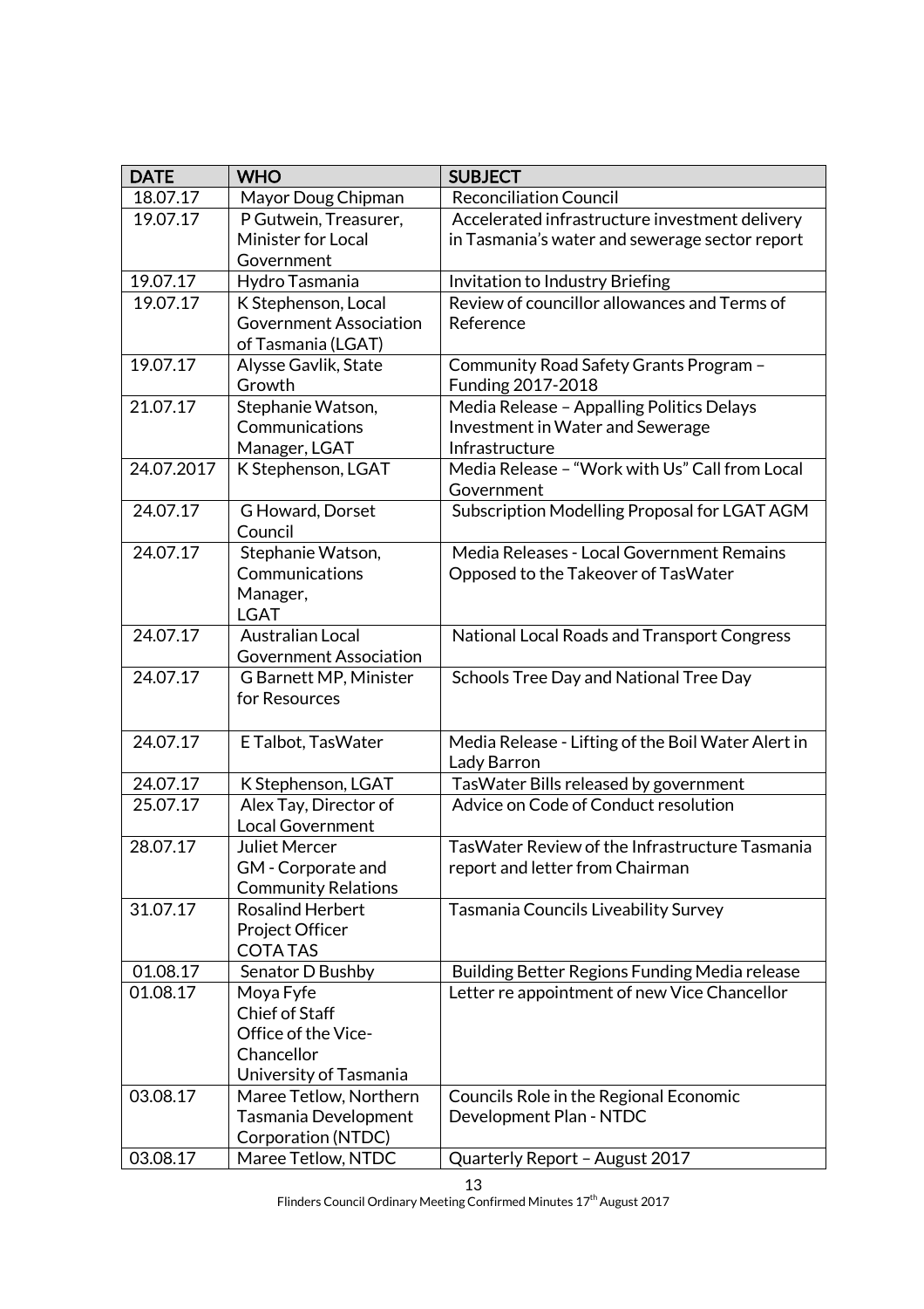| DATE | WHO | SUBJECT |
|---|---|---|
| 18.07.17 | Mayor Doug Chipman | Reconciliation Council |
| 19.07.17 | P Gutwein, Treasurer, Minister for Local Government | Accelerated infrastructure investment delivery in Tasmania's water and sewerage sector report |
| 19.07.17 | Hydro Tasmania | Invitation to Industry Briefing |
| 19.07.17 | K Stephenson, Local Government Association of Tasmania (LGAT) | Review of councillor allowances and Terms of Reference |
| 19.07.17 | Alysse Gavlik, State Growth | Community Road Safety Grants Program – Funding 2017-2018 |
| 21.07.17 | Stephanie Watson, Communications Manager, LGAT | Media Release – Appalling Politics Delays Investment in Water and Sewerage Infrastructure |
| 24.07.2017 | K Stephenson, LGAT | Media Release – "Work with Us" Call from Local Government |
| 24.07.17 | G Howard, Dorset Council | Subscription Modelling Proposal for LGAT AGM |
| 24.07.17 | Stephanie Watson, Communications Manager, LGAT | Media Releases - Local Government Remains Opposed to the Takeover of TasWater |
| 24.07.17 | Australian Local Government Association | National Local Roads and Transport Congress |
| 24.07.17 | G Barnett MP, Minister for Resources | Schools Tree Day and National Tree Day |
| 24.07.17 | E Talbot, TasWater | Media Release - Lifting of the Boil Water Alert in Lady Barron |
| 24.07.17 | K Stephenson, LGAT | TasWater Bills released by government |
| 25.07.17 | Alex Tay, Director of Local Government | Advice on Code of Conduct resolution |
| 28.07.17 | Juliet Mercer GM - Corporate and Community Relations | TasWater Review of the Infrastructure Tasmania report and letter from Chairman |
| 31.07.17 | Rosalind Herbert Project Officer COTA TAS | Tasmania Councils Liveability Survey |
| 01.08.17 | Senator D Bushby | Building Better Regions Funding Media release |
| 01.08.17 | Moya Fyfe Chief of Staff Office of the Vice-Chancellor University of Tasmania | Letter re appointment of new Vice Chancellor |
| 03.08.17 | Maree Tetlow, Northern Tasmania Development Corporation (NTDC) | Councils Role in the Regional Economic Development Plan - NTDC |
| 03.08.17 | Maree Tetlow, NTDC | Quarterly Report – August 2017 |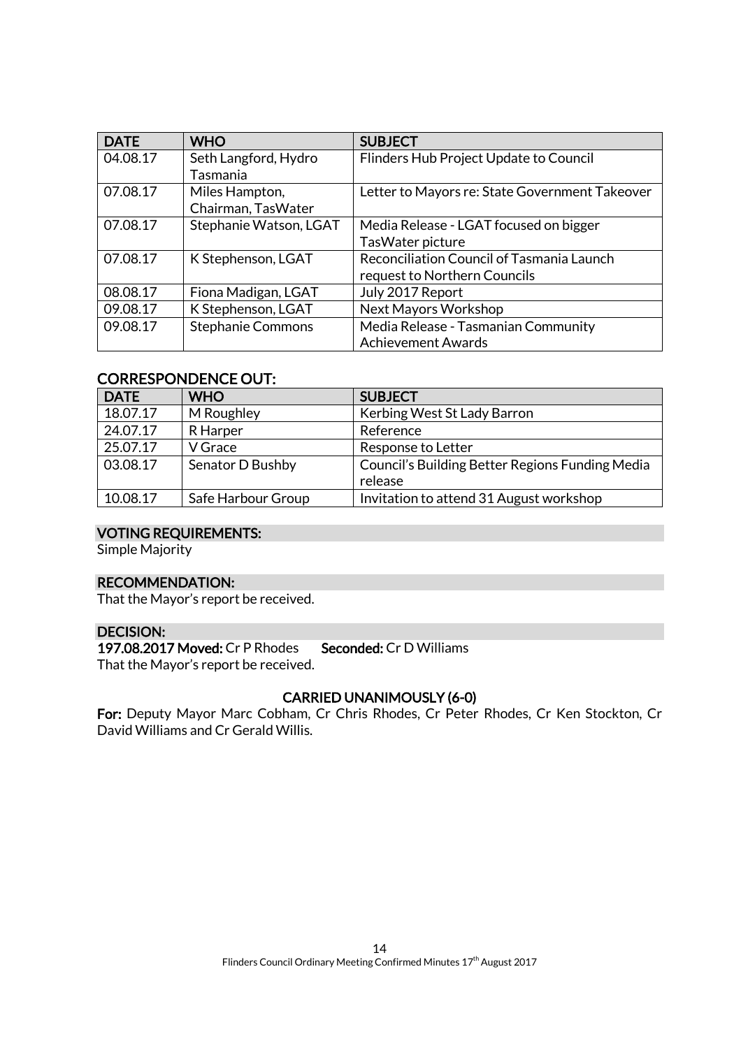| DATE | WHO | SUBJECT |
| --- | --- | --- |
| 04.08.17 | Seth Langford, Hydro Tasmania | Flinders Hub Project Update to Council |
| 07.08.17 | Miles Hampton, Chairman, TasWater | Letter to Mayors re: State Government Takeover |
| 07.08.17 | Stephanie Watson, LGAT | Media Release - LGAT focused on bigger TasWater picture |
| 07.08.17 | K Stephenson, LGAT | Reconciliation Council of Tasmania Launch request to Northern Councils |
| 08.08.17 | Fiona Madigan, LGAT | July 2017 Report |
| 09.08.17 | K Stephenson, LGAT | Next Mayors Workshop |
| 09.08.17 | Stephanie Commons | Media Release - Tasmanian Community Achievement Awards |

## CORRESPONDENCE OUT:

| DATE | WHO | SUBJECT |
| --- | --- | --- |
| 18.07.17 | M Roughley | Kerbing West St Lady Barron |
| 24.07.17 | R Harper | Reference |
| 25.07.17 | V Grace | Response to Letter |
| 03.08.17 | Senator D Bushby | Council's Building Better Regions Funding Media release |
| 10.08.17 | Safe Harbour Group | Invitation to attend 31 August workshop |

## VOTING REQUIREMENTS:

Simple Majority

## RECOMMENDATION:

That the Mayor's report be received.

## DECISION:

**197.08.2017 Moved:** Cr P Rhodes **Seconded:** Cr D Williams

That the Mayor's report be received.

**CARRIED UNANIMOUSLY (6-0)**

**For:** Deputy Mayor Marc Cobham, Cr Chris Rhodes, Cr Peter Rhodes, Cr Ken Stockton, Cr David Williams and Cr Gerald Willis.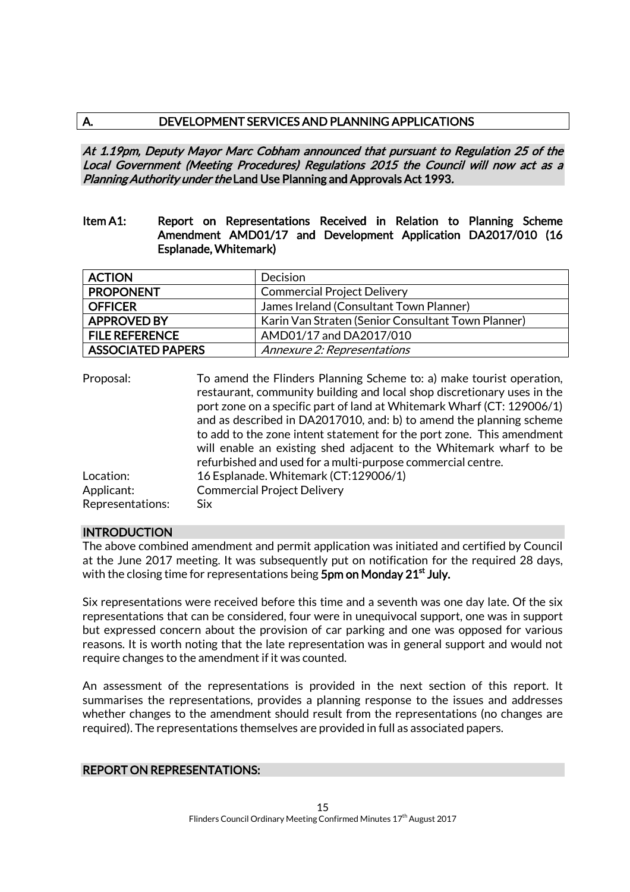## A. DEVELOPMENT SERVICES AND PLANNING APPLICATIONS

*At 1.19pm, Deputy Mayor Marc Cobham announced that pursuant to Regulation 25 of the Local Government (Meeting Procedures) Regulations 2015 the Council will now act as a Planning Authority under the* **Land Use Planning and Approvals Act 1993.**

### Item A1: Report on Representations Received in Relation to Planning Scheme Amendment AMD01/17 and Development Application DA2017/010 (16 Esplanade, Whitemark)

| | |
|---|---|
| **ACTION** | Decision |
| **PROPONENT** | Commercial Project Delivery |
| **OFFICER** | James Ireland (Consultant Town Planner) |
| **APPROVED BY** | Karin Van Straten (Senior Consultant Town Planner) |
| **FILE REFERENCE** | AMD01/17 and DA2017/010 |
| **ASSOCIATED PAPERS** | *Annexure 2: Representations* |

| | |
|---|---|
| Proposal: | To amend the Flinders Planning Scheme to: a) make tourist operation, restaurant, community building and local shop discretionary uses in the port zone on a specific part of land at Whitemark Wharf (CT: 129006/1) and as described in DA2017010, and: b) to amend the planning scheme to add to the zone intent statement for the port zone. This amendment will enable an existing shed adjacent to the Whitemark wharf to be refurbished and used for a multi-purpose commercial centre. |
| Location: | 16 Esplanade. Whitemark (CT:129006/1) |
| Applicant: | Commercial Project Delivery |
| Representations: | Six |

#### INTRODUCTION

The above combined amendment and permit application was initiated and certified by Council at the June 2017 meeting. It was subsequently put on notification for the required 28 days, with the closing time for representations being **5pm on Monday 21st July.**

Six representations were received before this time and a seventh was one day late. Of the six representations that can be considered, four were in unequivocal support, one was in support but expressed concern about the provision of car parking and one was opposed for various reasons. It is worth noting that the late representation was in general support and would not require changes to the amendment if it was counted.

An assessment of the representations is provided in the next section of this report. It summarises the representations, provides a planning response to the issues and addresses whether changes to the amendment should result from the representations (no changes are required). The representations themselves are provided in full as associated papers.

#### REPORT ON REPRESENTATIONS: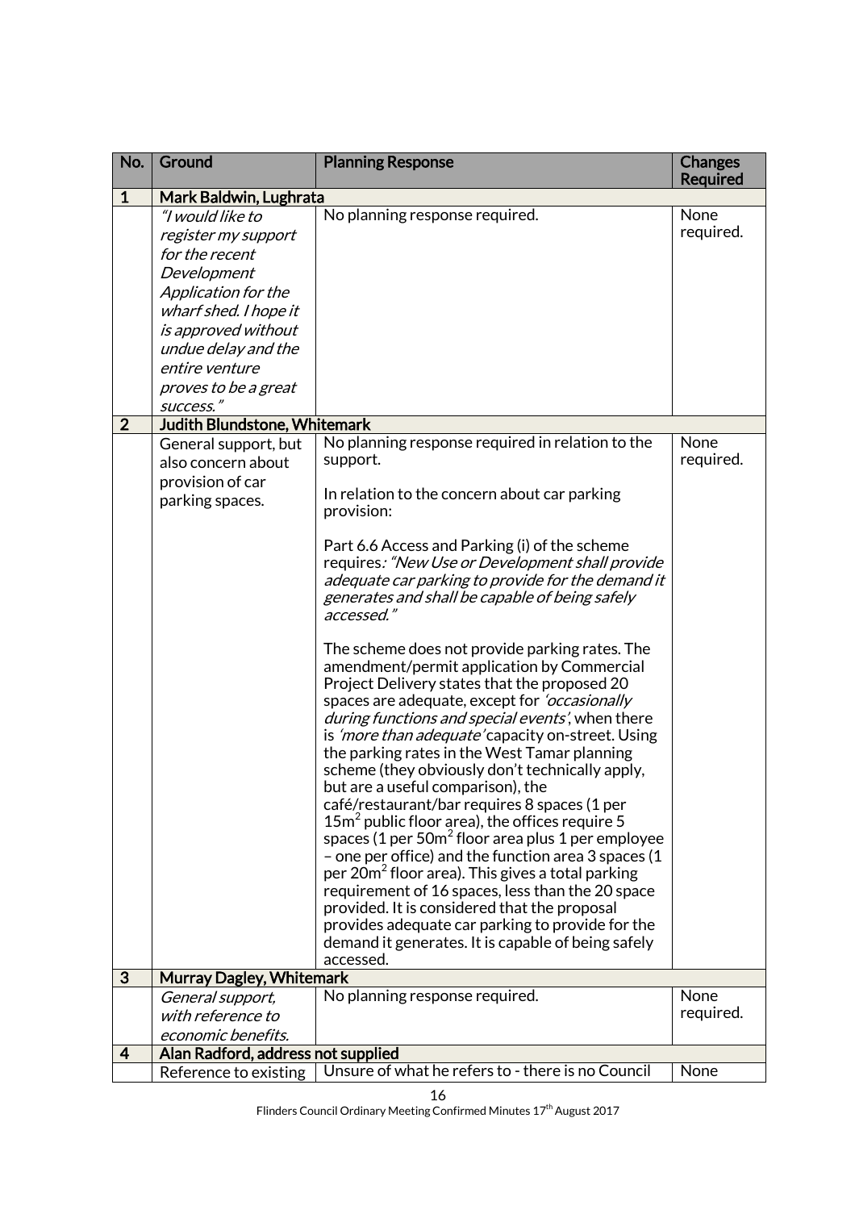| No. | Ground | Planning Response | Changes Required |
|---|---|---|---|
| **1** | **Mark Baldwin, Lughrata** | | |
| | *"I would like to register my support for the recent Development Application for the wharf shed. I hope it is approved without undue delay and the entire venture proves to be a great success."* | No planning response required. | None required. |
| **2** | **Judith Blundstone, Whitemark** | | |
| | General support, but also concern about provision of car parking spaces. | No planning response required in relation to the support.<br><br>In relation to the concern about car parking provision:<br><br>Part 6.6 Access and Parking (i) of the scheme requires: *"New Use or Development shall provide adequate car parking to provide for the demand it generates and shall be capable of being safely accessed."*<br><br>The scheme does not provide parking rates. The amendment/permit application by Commercial Project Delivery states that the proposed 20 spaces are adequate, except for *'occasionally during functions and special events'*, when there is *'more than adequate'* capacity on-street. Using the parking rates in the West Tamar planning scheme (they obviously don't technically apply, but are a useful comparison), the café/restaurant/bar requires 8 spaces (1 per $15m^2$ public floor area), the offices require 5 spaces (1 per $50m^2$ floor area plus 1 per employee – one per office) and the function area 3 spaces (1 per $20m^2$ floor area). This gives a total parking requirement of 16 spaces, less than the 20 space provided. It is considered that the proposal provides adequate car parking to provide for the demand it generates. It is capable of being safely accessed. | None required. |
| **3** | **Murray Dagley, Whitemark** | | |
| | *General support, with reference to economic benefits.* | No planning response required. | None required. |
| **4** | **Alan Radford, address not supplied** | | |
| | Reference to existing | Unsure of what he refers to - there is no Council | None |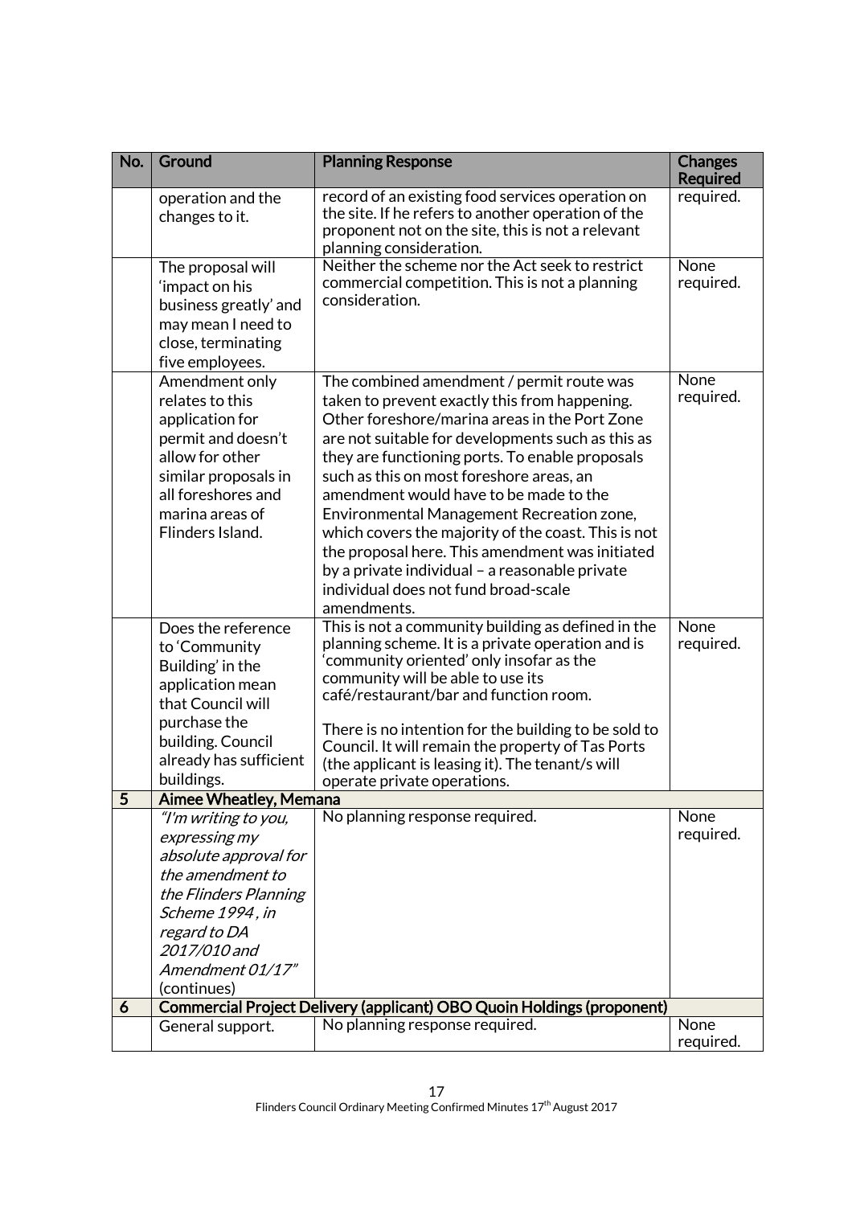| No. | Ground | Planning Response | Changes Required |
|---|---|---|---|
| | operation and the changes to it. | record of an existing food services operation on the site. If he refers to another operation of the proponent not on the site, this is not a relevant planning consideration. | required. |
| | The proposal will 'impact on his business greatly' and may mean I need to close, terminating five employees. | Neither the scheme nor the Act seek to restrict commercial competition. This is not a planning consideration. | None required. |
| | Amendment only relates to this application for permit and doesn't allow for other similar proposals in all foreshores and marina areas of Flinders Island. | The combined amendment / permit route was taken to prevent exactly this from happening. Other foreshore/marina areas in the Port Zone are not suitable for developments such as this as they are functioning ports. To enable proposals such as this on most foreshore areas, an amendment would have to be made to the Environmental Management Recreation zone, which covers the majority of the coast. This is not the proposal here. This amendment was initiated by a private individual – a reasonable private individual does not fund broad-scale amendments. | None required. |
| | Does the reference to 'Community Building' in the application mean that Council will purchase the building. Council already has sufficient buildings. | This is not a community building as defined in the planning scheme. It is a private operation and is 'community oriented' only insofar as the community will be able to use its café/restaurant/bar and function room.<br><br>There is no intention for the building to be sold to Council. It will remain the property of Tas Ports (the applicant is leasing it). The tenant/s will operate private operations. | None required. |
| **5** | **Aimee Wheatley, Memana** | | |
| | *"I'm writing to you, expressing my absolute approval for the amendment to the Flinders Planning Scheme 1994 , in regard to DA 2017/010 and Amendment 01/17"* (continues) | No planning response required. | None required. |
| **6** | **Commercial Project Delivery (applicant) OBO Quoin Holdings (proponent)** | | |
| | General support. | No planning response required. | None required. |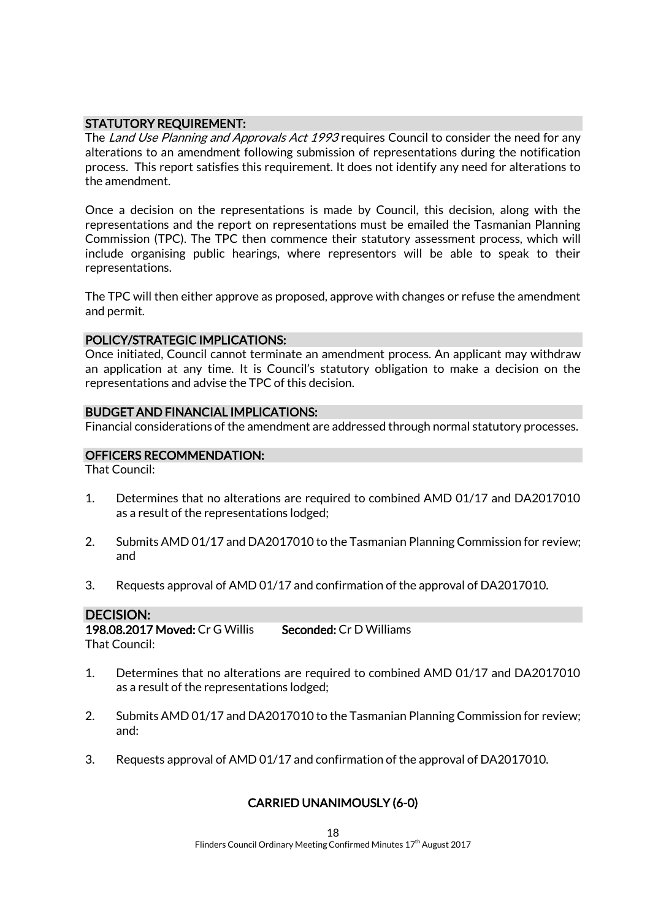## STATUTORY REQUIREMENT:

The *Land Use Planning and Approvals Act 1993* requires Council to consider the need for any alterations to an amendment following submission of representations during the notification process. This report satisfies this requirement. It does not identify any need for alterations to the amendment.

Once a decision on the representations is made by Council, this decision, along with the representations and the report on representations must be emailed the Tasmanian Planning Commission (TPC). The TPC then commence their statutory assessment process, which will include organising public hearings, where representors will be able to speak to their representations.

The TPC will then either approve as proposed, approve with changes or refuse the amendment and permit.

## POLICY/STRATEGIC IMPLICATIONS:

Once initiated, Council cannot terminate an amendment process. An applicant may withdraw an application at any time. It is Council's statutory obligation to make a decision on the representations and advise the TPC of this decision.

## BUDGET AND FINANCIAL IMPLICATIONS:

Financial considerations of the amendment are addressed through normal statutory processes.

## OFFICERS RECOMMENDATION:

That Council:

1. Determines that no alterations are required to combined AMD 01/17 and DA2017010 as a result of the representations lodged;
2. Submits AMD 01/17 and DA2017010 to the Tasmanian Planning Commission for review; and
3. Requests approval of AMD 01/17 and confirmation of the approval of DA2017010.

## DECISION:

**198.08.2017 Moved:** Cr G Willis **Seconded:** Cr D Williams

That Council:

1. Determines that no alterations are required to combined AMD 01/17 and DA2017010 as a result of the representations lodged;
2. Submits AMD 01/17 and DA2017010 to the Tasmanian Planning Commission for review; and:
3. Requests approval of AMD 01/17 and confirmation of the approval of DA2017010.

**CARRIED UNANIMOUSLY (6-0)**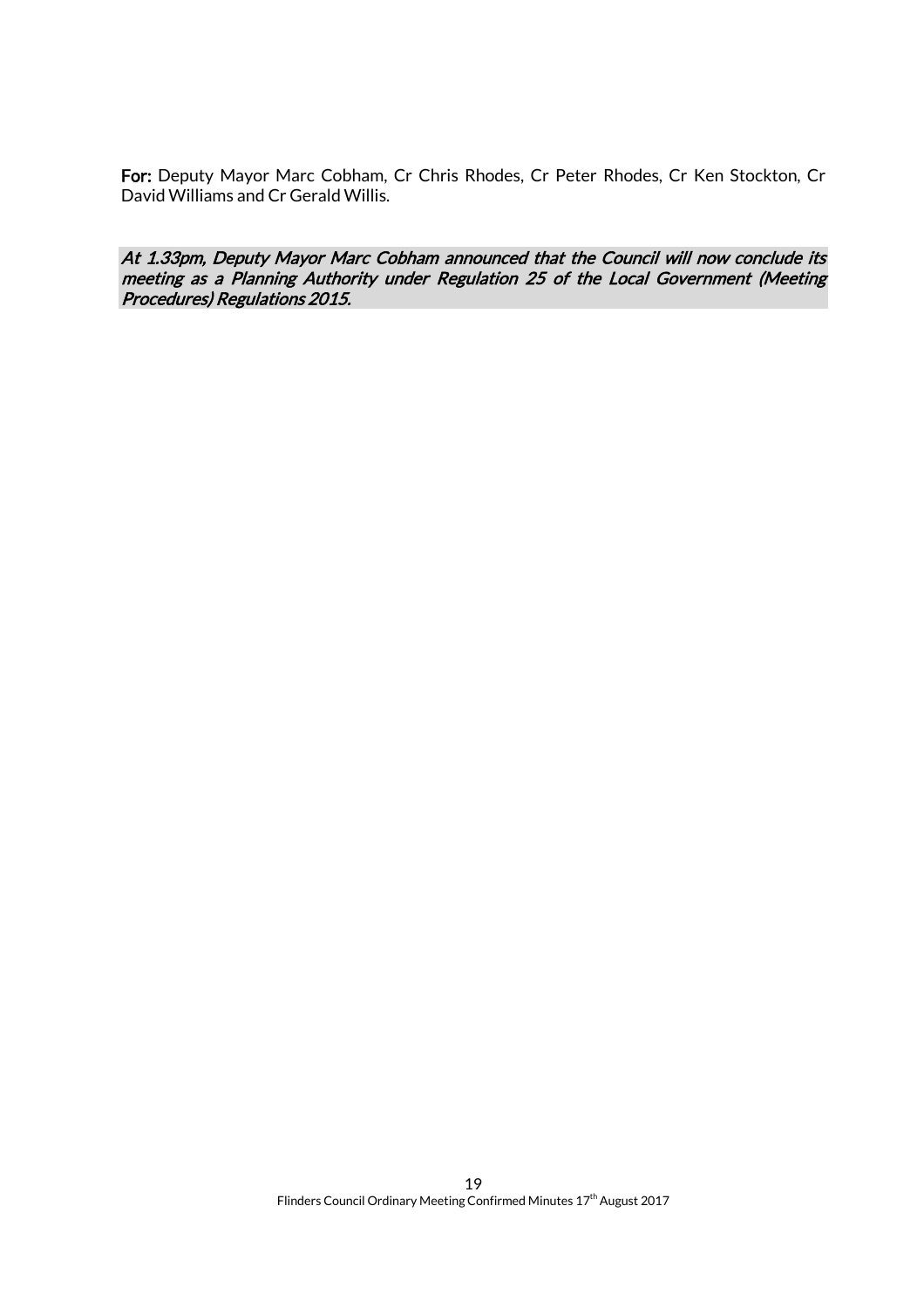**For:** Deputy Mayor Marc Cobham, Cr Chris Rhodes, Cr Peter Rhodes, Cr Ken Stockton, Cr David Williams and Cr Gerald Willis.

***At 1.33pm, Deputy Mayor Marc Cobham announced that the Council will now conclude its meeting as a Planning Authority under Regulation 25 of the Local Government (Meeting Procedures) Regulations 2015.***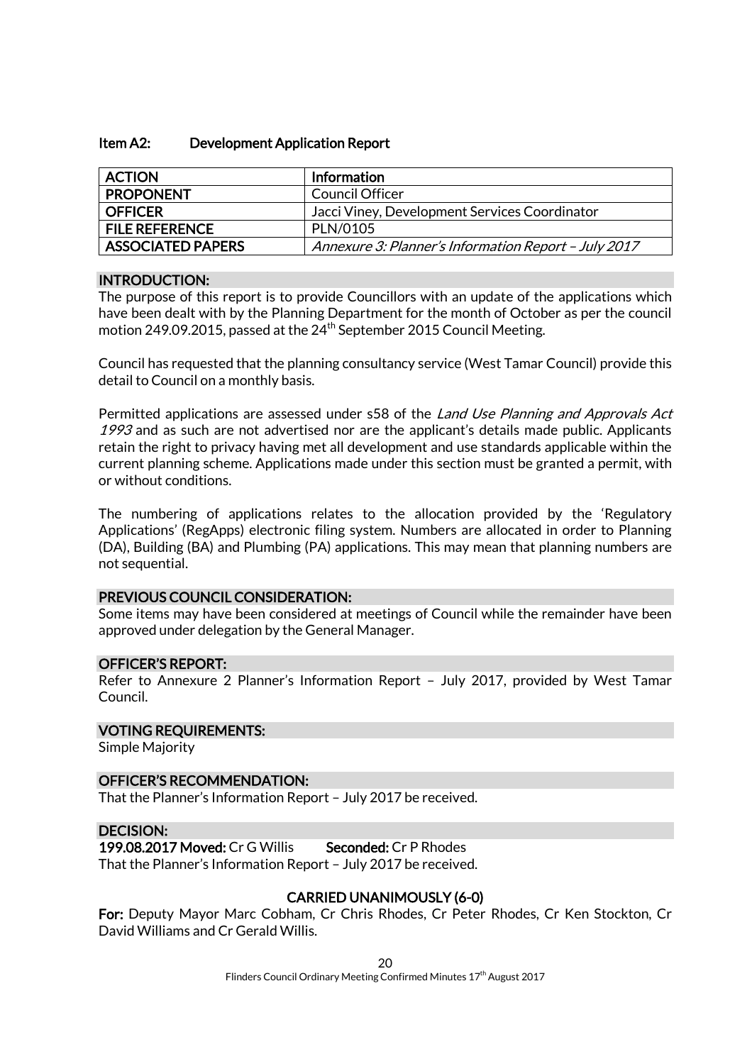### Item A2: Development Application Report

| ACTION | Information |
|---|---|
| PROPONENT | Council Officer |
| OFFICER | Jacci Viney, Development Services Coordinator |
| FILE REFERENCE | PLN/0105 |
| ASSOCIATED PAPERS | *Annexure 3: Planner's Information Report – July 2017* |

#### INTRODUCTION:

The purpose of this report is to provide Councillors with an update of the applications which have been dealt with by the Planning Department for the month of October as per the council motion 249.09.2015, passed at the 24th September 2015 Council Meeting.

Council has requested that the planning consultancy service (West Tamar Council) provide this detail to Council on a monthly basis.

Permitted applications are assessed under s58 of the *Land Use Planning and Approvals Act 1993* and as such are not advertised nor are the applicant's details made public. Applicants retain the right to privacy having met all development and use standards applicable within the current planning scheme. Applications made under this section must be granted a permit, with or without conditions.

The numbering of applications relates to the allocation provided by the 'Regulatory Applications' (RegApps) electronic filing system. Numbers are allocated in order to Planning (DA), Building (BA) and Plumbing (PA) applications. This may mean that planning numbers are not sequential.

#### PREVIOUS COUNCIL CONSIDERATION:

Some items may have been considered at meetings of Council while the remainder have been approved under delegation by the General Manager.

#### OFFICER'S REPORT:

Refer to Annexure 2 Planner's Information Report – July 2017, provided by West Tamar Council.

#### VOTING REQUIREMENTS:

Simple Majority

#### OFFICER'S RECOMMENDATION:

That the Planner's Information Report – July 2017 be received.

#### DECISION:

**199.08.2017 Moved:** Cr G Willis **Seconded:** Cr P Rhodes
That the Planner's Information Report – July 2017 be received.

**CARRIED UNANIMOUSLY (6-0)**

**For:** Deputy Mayor Marc Cobham, Cr Chris Rhodes, Cr Peter Rhodes, Cr Ken Stockton, Cr David Williams and Cr Gerald Willis.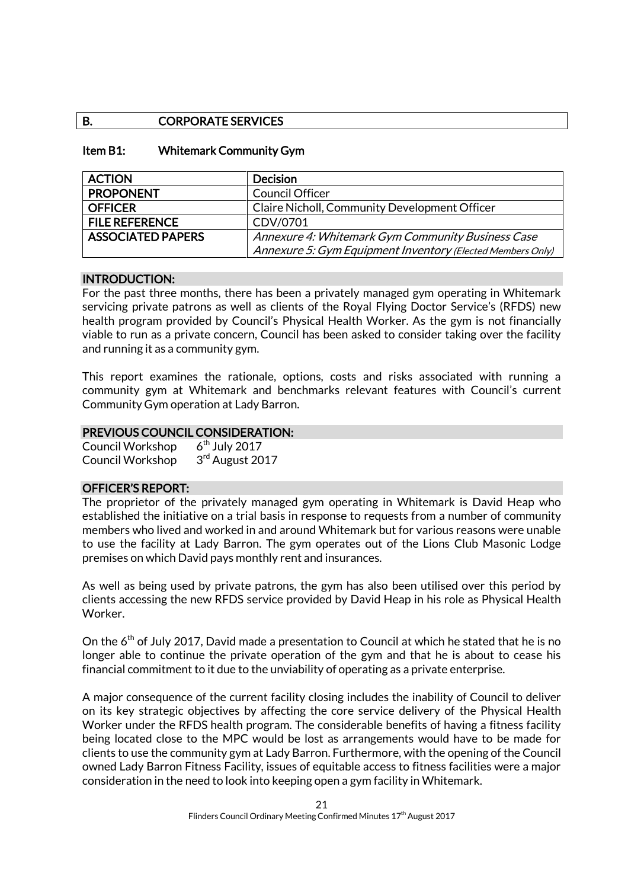## B. CORPORATE SERVICES

### Item B1: Whitemark Community Gym

| ACTION | Decision |
|---|---|
| PROPONENT | Council Officer |
| OFFICER | Claire Nicholl, Community Development Officer |
| FILE REFERENCE | CDV/0701 |
| ASSOCIATED PAPERS | *Annexure 4: Whitemark Gym Community Business Case*<br>*Annexure 5: Gym Equipment Inventory (Elected Members Only)* |

#### INTRODUCTION:

For the past three months, there has been a privately managed gym operating in Whitemark servicing private patrons as well as clients of the Royal Flying Doctor Service's (RFDS) new health program provided by Council's Physical Health Worker. As the gym is not financially viable to run as a private concern, Council has been asked to consider taking over the facility and running it as a community gym.

This report examines the rationale, options, costs and risks associated with running a community gym at Whitemark and benchmarks relevant features with Council's current Community Gym operation at Lady Barron.

#### PREVIOUS COUNCIL CONSIDERATION:

Council Workshop 6th July 2017
Council Workshop 3rd August 2017

#### OFFICER'S REPORT:

The proprietor of the privately managed gym operating in Whitemark is David Heap who established the initiative on a trial basis in response to requests from a number of community members who lived and worked in and around Whitemark but for various reasons were unable to use the facility at Lady Barron. The gym operates out of the Lions Club Masonic Lodge premises on which David pays monthly rent and insurances.

As well as being used by private patrons, the gym has also been utilised over this period by clients accessing the new RFDS service provided by David Heap in his role as Physical Health Worker.

On the 6th of July 2017, David made a presentation to Council at which he stated that he is no longer able to continue the private operation of the gym and that he is about to cease his financial commitment to it due to the unviability of operating as a private enterprise.

A major consequence of the current facility closing includes the inability of Council to deliver on its key strategic objectives by affecting the core service delivery of the Physical Health Worker under the RFDS health program. The considerable benefits of having a fitness facility being located close to the MPC would be lost as arrangements would have to be made for clients to use the community gym at Lady Barron. Furthermore, with the opening of the Council owned Lady Barron Fitness Facility, issues of equitable access to fitness facilities were a major consideration in the need to look into keeping open a gym facility in Whitemark.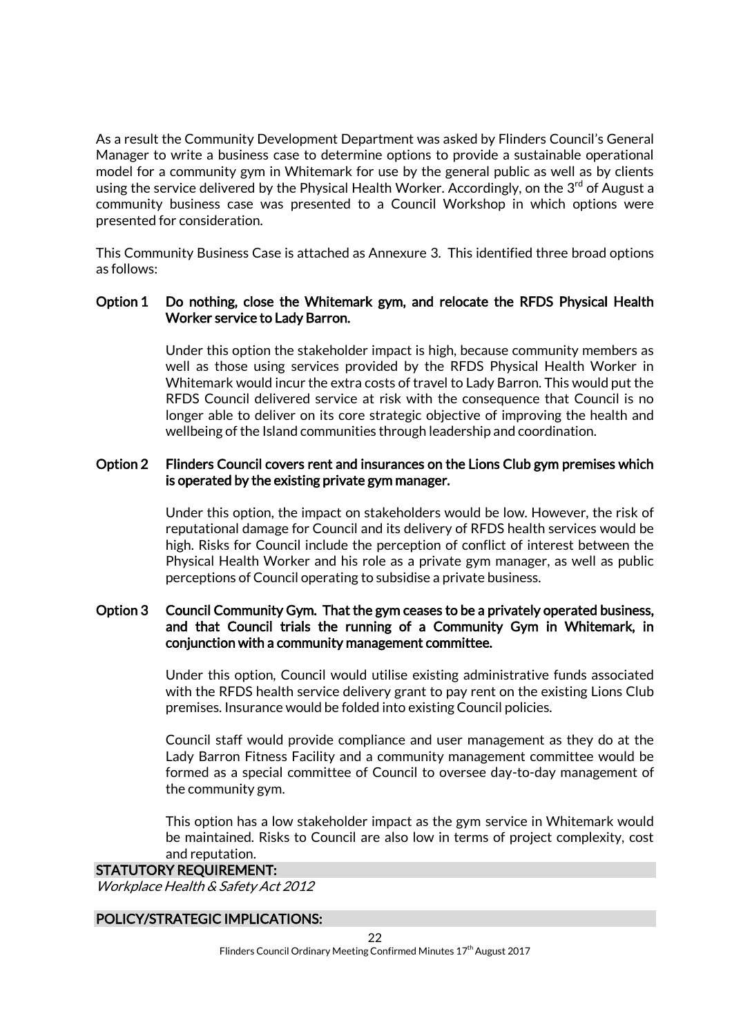As a result the Community Development Department was asked by Flinders Council's General Manager to write a business case to determine options to provide a sustainable operational model for a community gym in Whitemark for use by the general public as well as by clients using the service delivered by the Physical Health Worker. Accordingly, on the 3rd of August a community business case was presented to a Council Workshop in which options were presented for consideration.

This Community Business Case is attached as Annexure 3. This identified three broad options as follows:

**Option 1 Do nothing, close the Whitemark gym, and relocate the RFDS Physical Health Worker service to Lady Barron.**

Under this option the stakeholder impact is high, because community members as well as those using services provided by the RFDS Physical Health Worker in Whitemark would incur the extra costs of travel to Lady Barron. This would put the RFDS Council delivered service at risk with the consequence that Council is no longer able to deliver on its core strategic objective of improving the health and wellbeing of the Island communities through leadership and coordination.

**Option 2 Flinders Council covers rent and insurances on the Lions Club gym premises which is operated by the existing private gym manager.**

Under this option, the impact on stakeholders would be low. However, the risk of reputational damage for Council and its delivery of RFDS health services would be high. Risks for Council include the perception of conflict of interest between the Physical Health Worker and his role as a private gym manager, as well as public perceptions of Council operating to subsidise a private business.

**Option 3 Council Community Gym. That the gym ceases to be a privately operated business, and that Council trials the running of a Community Gym in Whitemark, in conjunction with a community management committee.**

Under this option, Council would utilise existing administrative funds associated with the RFDS health service delivery grant to pay rent on the existing Lions Club premises. Insurance would be folded into existing Council policies.

Council staff would provide compliance and user management as they do at the Lady Barron Fitness Facility and a community management committee would be formed as a special committee of Council to oversee day-to-day management of the community gym.

This option has a low stakeholder impact as the gym service in Whitemark would be maintained. Risks to Council are also low in terms of project complexity, cost and reputation.

## STATUTORY REQUIREMENT:

*Workplace Health & Safety Act 2012*

## POLICY/STRATEGIC IMPLICATIONS: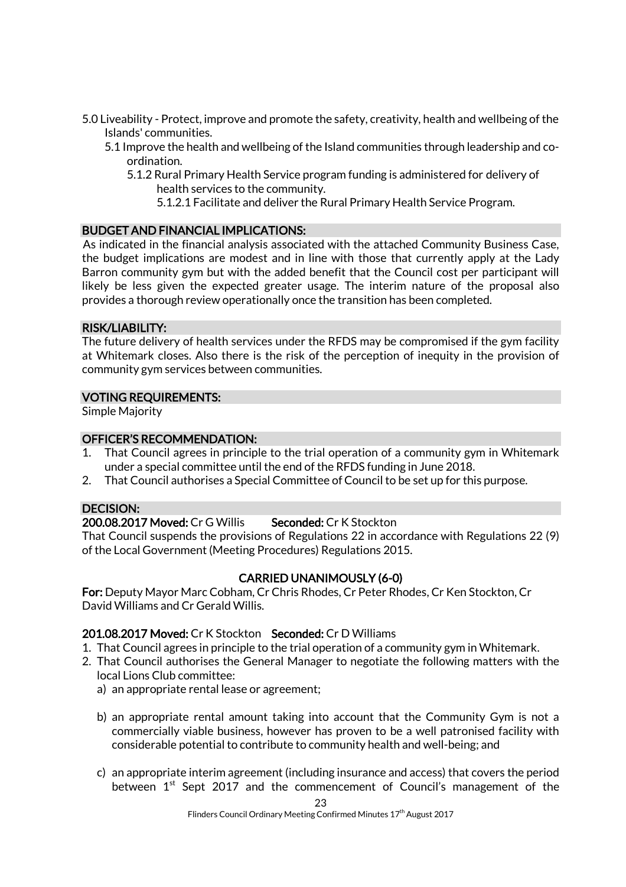5.0 Liveability - Protect, improve and promote the safety, creativity, health and wellbeing of the Islands' communities.
- 5.1 Improve the health and wellbeing of the Island communities through leadership and co-ordination.
  - 5.1.2 Rural Primary Health Service program funding is administered for delivery of health services to the community.
    - 5.1.2.1 Facilitate and deliver the Rural Primary Health Service Program.

## BUDGET AND FINANCIAL IMPLICATIONS:

As indicated in the financial analysis associated with the attached Community Business Case, the budget implications are modest and in line with those that currently apply at the Lady Barron community gym but with the added benefit that the Council cost per participant will likely be less given the expected greater usage. The interim nature of the proposal also provides a thorough review operationally once the transition has been completed.

## RISK/LIABILITY:

The future delivery of health services under the RFDS may be compromised if the gym facility at Whitemark closes. Also there is the risk of the perception of inequity in the provision of community gym services between communities.

## VOTING REQUIREMENTS:

Simple Majority

## OFFICER'S RECOMMENDATION:

1. That Council agrees in principle to the trial operation of a community gym in Whitemark under a special committee until the end of the RFDS funding in June 2018.
2. That Council authorises a Special Committee of Council to be set up for this purpose.

## DECISION:

**200.08.2017 Moved:** Cr G Willis **Seconded:** Cr K Stockton

That Council suspends the provisions of Regulations 22 in accordance with Regulations 22 (9) of the Local Government (Meeting Procedures) Regulations 2015.

**CARRIED UNANIMOUSLY (6-0)**

**For:** Deputy Mayor Marc Cobham, Cr Chris Rhodes, Cr Peter Rhodes, Cr Ken Stockton, Cr David Williams and Cr Gerald Willis.

**201.08.2017 Moved:** Cr K Stockton **Seconded:** Cr D Williams

1. That Council agrees in principle to the trial operation of a community gym in Whitemark.
2. That Council authorises the General Manager to negotiate the following matters with the local Lions Club committee:
   a) an appropriate rental lease or agreement;

   b) an appropriate rental amount taking into account that the Community Gym is not a commercially viable business, however has proven to be a well patronised facility with considerable potential to contribute to community health and well-being; and

   c) an appropriate interim agreement (including insurance and access) that covers the period between 1st Sept 2017 and the commencement of Council's management of the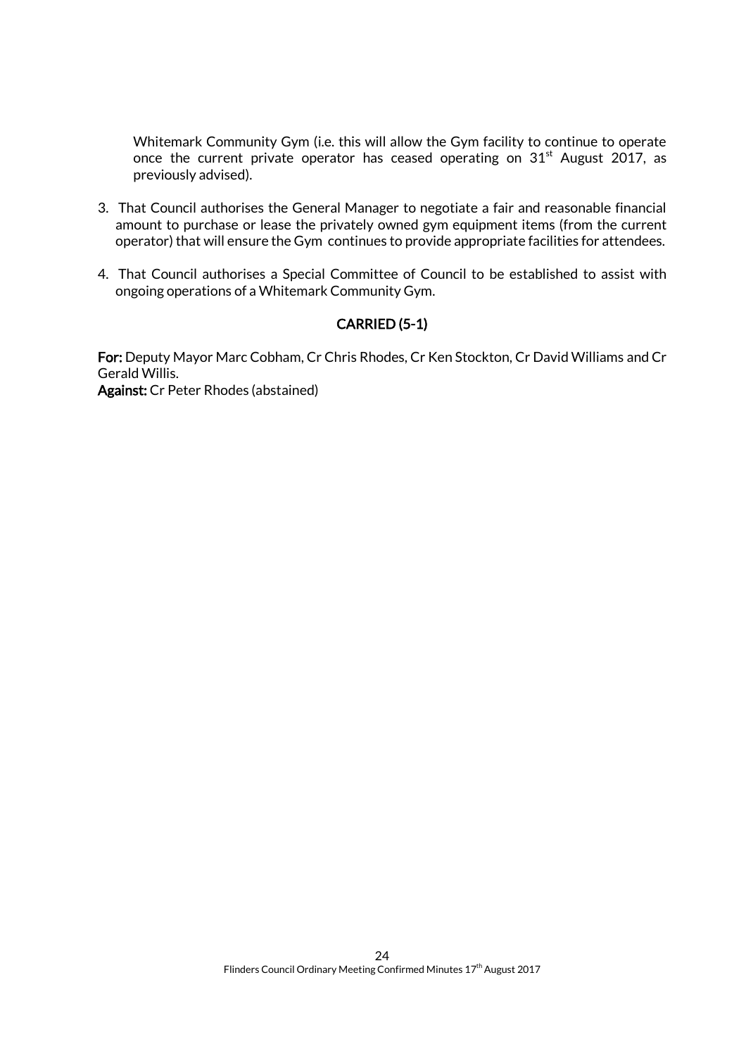Whitemark Community Gym (i.e. this will allow the Gym facility to continue to operate once the current private operator has ceased operating on 31st August 2017, as previously advised).

3. That Council authorises the General Manager to negotiate a fair and reasonable financial amount to purchase or lease the privately owned gym equipment items (from the current operator) that will ensure the Gym continues to provide appropriate facilities for attendees.

4. That Council authorises a Special Committee of Council to be established to assist with ongoing operations of a Whitemark Community Gym.

**CARRIED (5-1)**

**For:** Deputy Mayor Marc Cobham, Cr Chris Rhodes, Cr Ken Stockton, Cr David Williams and Cr Gerald Willis.
**Against:** Cr Peter Rhodes (abstained)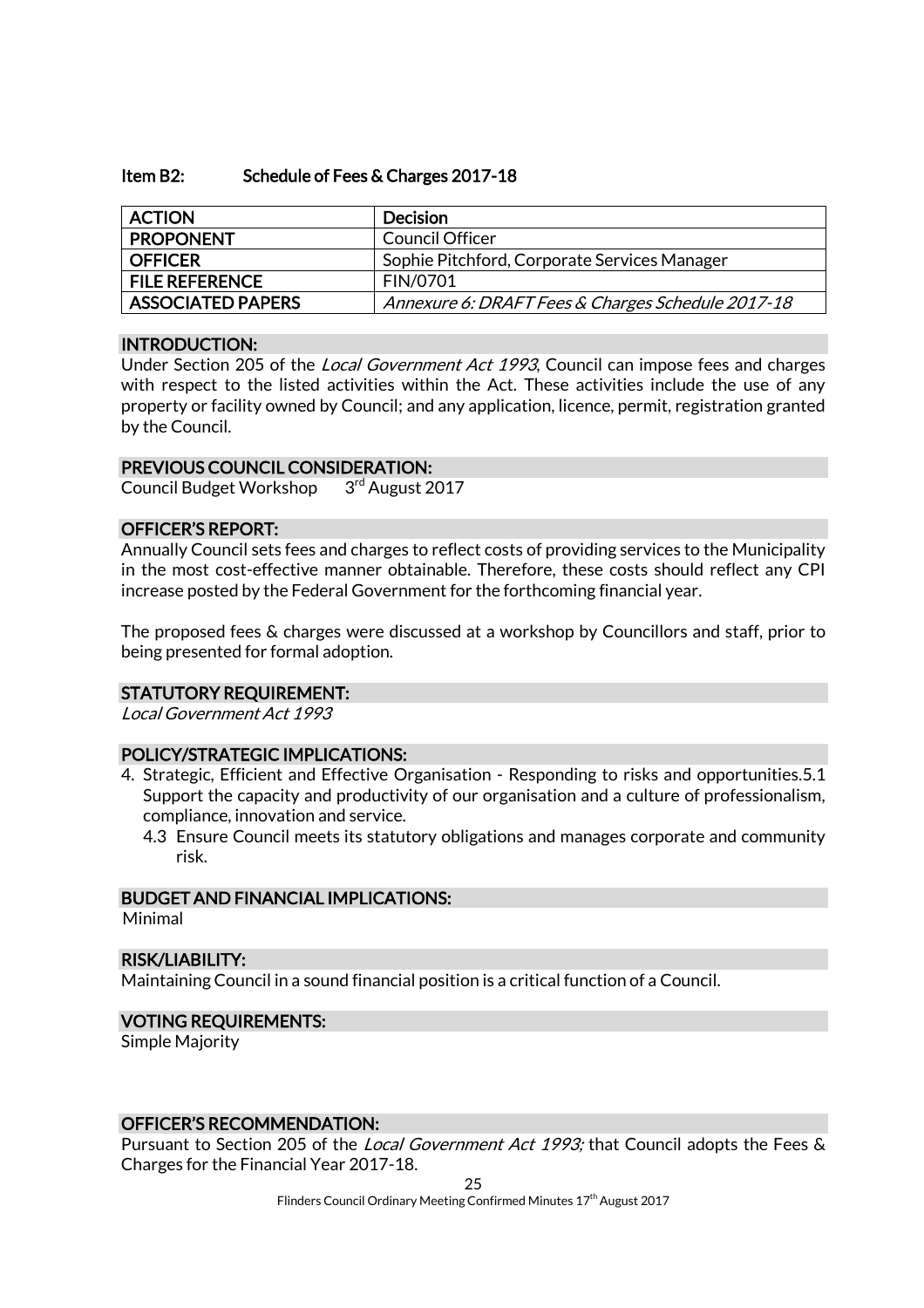### Item B2: Schedule of Fees & Charges 2017-18

| ACTION | Decision |
|---|---|
| PROPONENT | Council Officer |
| OFFICER | Sophie Pitchford, Corporate Services Manager |
| FILE REFERENCE | FIN/0701 |
| ASSOCIATED PAPERS | *Annexure 6: DRAFT Fees & Charges Schedule 2017-18* |

#### INTRODUCTION:

Under Section 205 of the *Local Government Act 1993*, Council can impose fees and charges with respect to the listed activities within the Act. These activities include the use of any property or facility owned by Council; and any application, licence, permit, registration granted by the Council.

#### PREVIOUS COUNCIL CONSIDERATION:

Council Budget Workshop 3rd August 2017

#### OFFICER'S REPORT:

Annually Council sets fees and charges to reflect costs of providing services to the Municipality in the most cost-effective manner obtainable. Therefore, these costs should reflect any CPI increase posted by the Federal Government for the forthcoming financial year.

The proposed fees & charges were discussed at a workshop by Councillors and staff, prior to being presented for formal adoption.

#### STATUTORY REQUIREMENT:

*Local Government Act 1993*

#### POLICY/STRATEGIC IMPLICATIONS:

4. Strategic, Efficient and Effective Organisation - Responding to risks and opportunities.5.1 Support the capacity and productivity of our organisation and a culture of professionalism, compliance, innovation and service.
   4.3 Ensure Council meets its statutory obligations and manages corporate and community risk.

#### BUDGET AND FINANCIAL IMPLICATIONS:

Minimal

#### RISK/LIABILITY:

Maintaining Council in a sound financial position is a critical function of a Council.

#### VOTING REQUIREMENTS:

Simple Majority

#### OFFICER'S RECOMMENDATION:

Pursuant to Section 205 of the *Local Government Act 1993;* that Council adopts the Fees & Charges for the Financial Year 2017-18.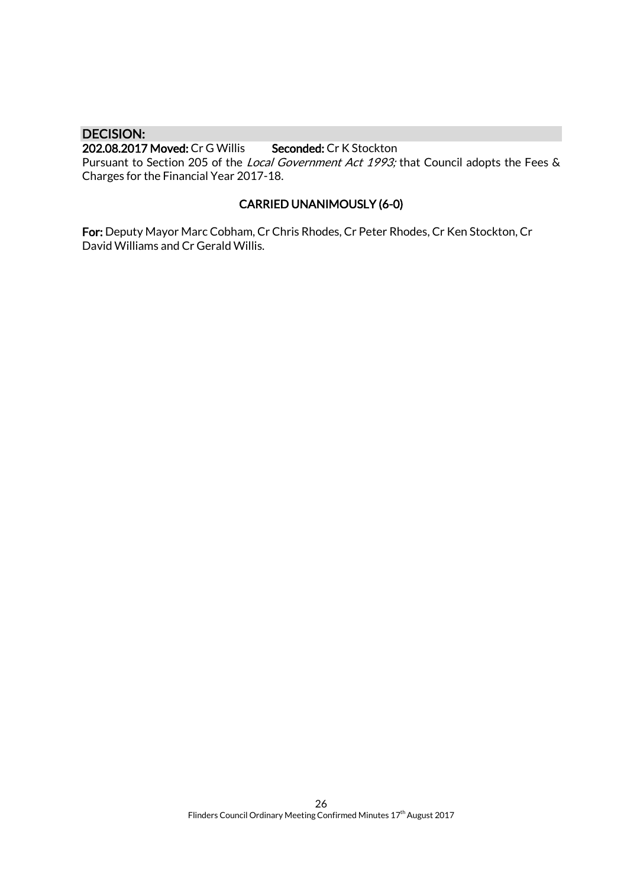## DECISION:

**202.08.2017 Moved:** Cr G Willis **Seconded:** Cr K Stockton

Pursuant to Section 205 of the *Local Government Act 1993;* that Council adopts the Fees & Charges for the Financial Year 2017-18.

**CARRIED UNANIMOUSLY (6-0)**

**For:** Deputy Mayor Marc Cobham, Cr Chris Rhodes, Cr Peter Rhodes, Cr Ken Stockton, Cr David Williams and Cr Gerald Willis.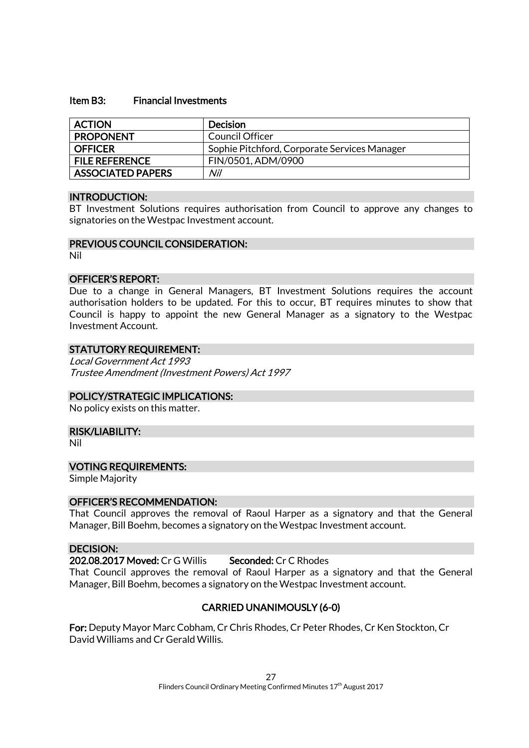### Item B3: Financial Investments

| ACTION | Decision |
|---|---|
| PROPONENT | Council Officer |
| OFFICER | Sophie Pitchford, Corporate Services Manager |
| FILE REFERENCE | FIN/0501, ADM/0900 |
| ASSOCIATED PAPERS | *Nil* |

**INTRODUCTION:**

BT Investment Solutions requires authorisation from Council to approve any changes to signatories on the Westpac Investment account.

**PREVIOUS COUNCIL CONSIDERATION:**

Nil

**OFFICER'S REPORT:**

Due to a change in General Managers, BT Investment Solutions requires the account authorisation holders to be updated. For this to occur, BT requires minutes to show that Council is happy to appoint the new General Manager as a signatory to the Westpac Investment Account.

**STATUTORY REQUIREMENT:**

*Local Government Act 1993*
*Trustee Amendment (Investment Powers) Act 1997*

**POLICY/STRATEGIC IMPLICATIONS:**

No policy exists on this matter.

**RISK/LIABILITY:**

Nil

**VOTING REQUIREMENTS:**

Simple Majority

**OFFICER'S RECOMMENDATION:**

That Council approves the removal of Raoul Harper as a signatory and that the General Manager, Bill Boehm, becomes a signatory on the Westpac Investment account.

**DECISION:**

**202.08.2017 Moved:** Cr G Willis **Seconded:** Cr C Rhodes

That Council approves the removal of Raoul Harper as a signatory and that the General Manager, Bill Boehm, becomes a signatory on the Westpac Investment account.

**CARRIED UNANIMOUSLY (6-0)**

**For:** Deputy Mayor Marc Cobham, Cr Chris Rhodes, Cr Peter Rhodes, Cr Ken Stockton, Cr David Williams and Cr Gerald Willis.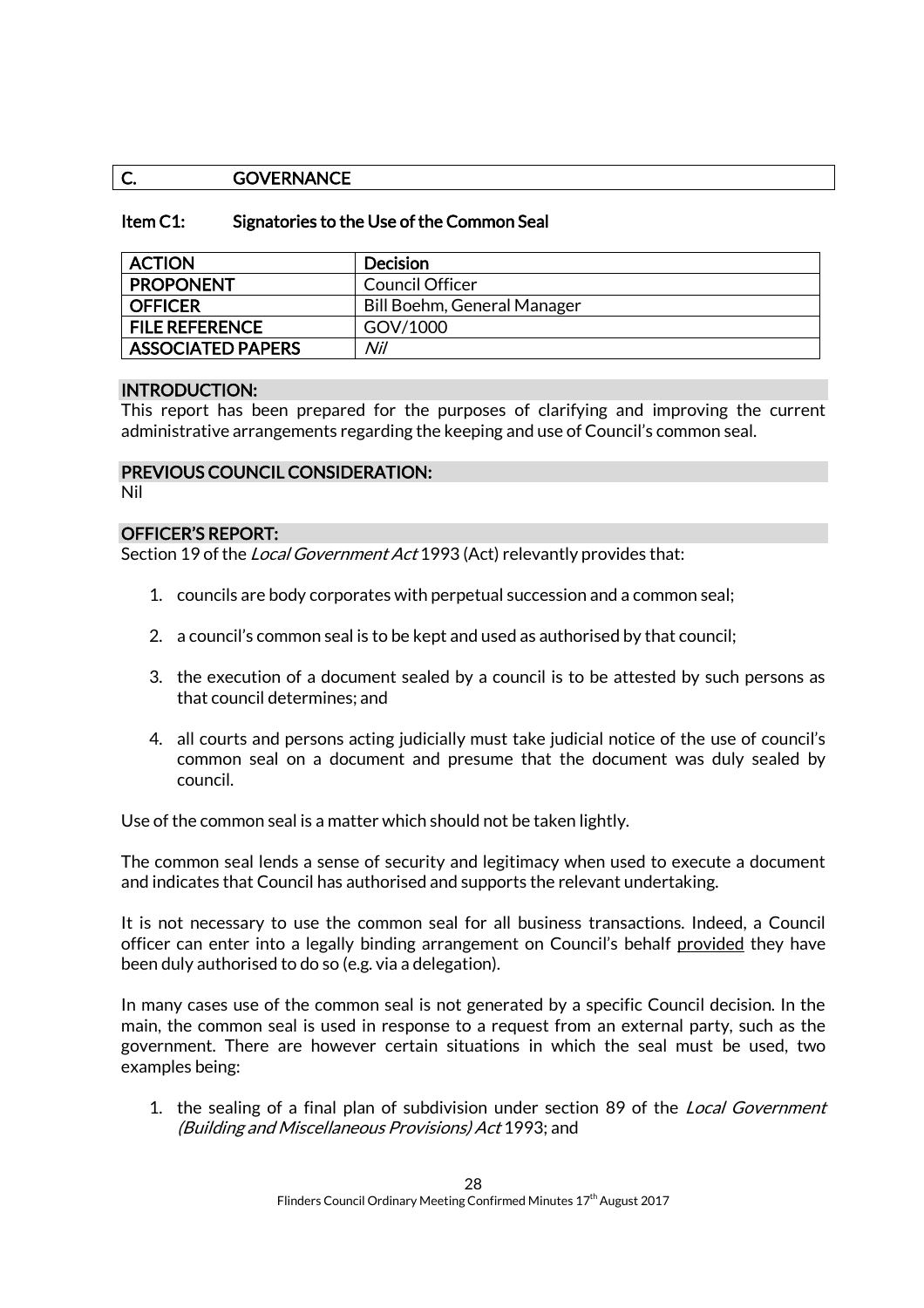## C. GOVERNANCE

### Item C1: Signatories to the Use of the Common Seal

| ACTION | Decision |
|---|---|
| PROPONENT | Council Officer |
| OFFICER | Bill Boehm, General Manager |
| FILE REFERENCE | GOV/1000 |
| ASSOCIATED PAPERS | *Nil* |

**INTRODUCTION:**

This report has been prepared for the purposes of clarifying and improving the current administrative arrangements regarding the keeping and use of Council's common seal.

**PREVIOUS COUNCIL CONSIDERATION:**

Nil

**OFFICER'S REPORT:**

Section 19 of the *Local Government Act* 1993 (Act) relevantly provides that:

1. councils are body corporates with perpetual succession and a common seal;
2. a council's common seal is to be kept and used as authorised by that council;
3. the execution of a document sealed by a council is to be attested by such persons as that council determines; and
4. all courts and persons acting judicially must take judicial notice of the use of council's common seal on a document and presume that the document was duly sealed by council.

Use of the common seal is a matter which should not be taken lightly.

The common seal lends a sense of security and legitimacy when used to execute a document and indicates that Council has authorised and supports the relevant undertaking.

It is not necessary to use the common seal for all business transactions. Indeed, a Council officer can enter into a legally binding arrangement on Council's behalf <u>provided</u> they have been duly authorised to do so (e.g. via a delegation).

In many cases use of the common seal is not generated by a specific Council decision. In the main, the common seal is used in response to a request from an external party, such as the government. There are however certain situations in which the seal must be used, two examples being:

1. the sealing of a final plan of subdivision under section 89 of the *Local Government (Building and Miscellaneous Provisions) Act* 1993; and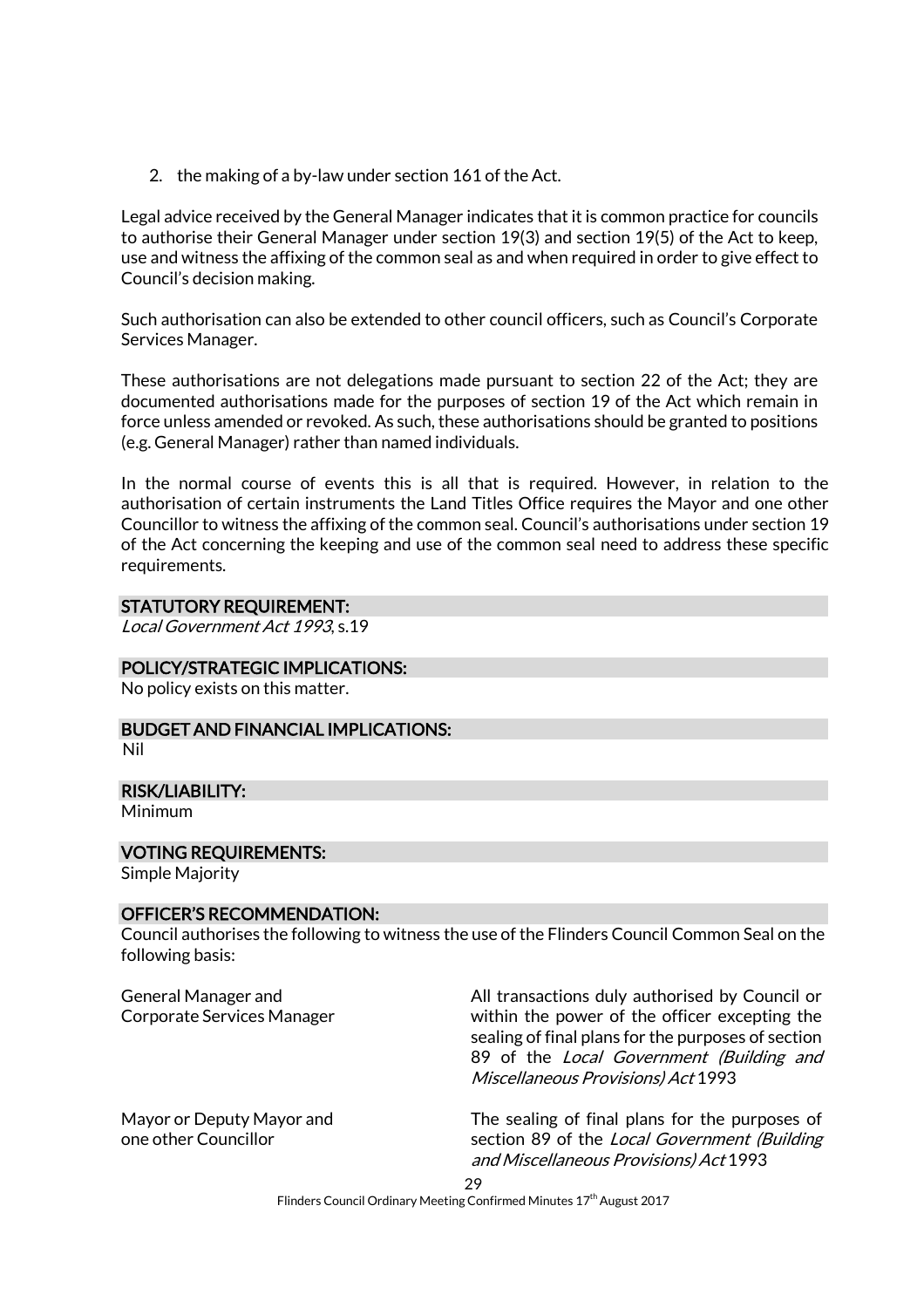2. the making of a by-law under section 161 of the Act.

Legal advice received by the General Manager indicates that it is common practice for councils to authorise their General Manager under section 19(3) and section 19(5) of the Act to keep, use and witness the affixing of the common seal as and when required in order to give effect to Council's decision making.

Such authorisation can also be extended to other council officers, such as Council's Corporate Services Manager.

These authorisations are not delegations made pursuant to section 22 of the Act; they are documented authorisations made for the purposes of section 19 of the Act which remain in force unless amended or revoked. As such, these authorisations should be granted to positions (e.g. General Manager) rather than named individuals.

In the normal course of events this is all that is required. However, in relation to the authorisation of certain instruments the Land Titles Office requires the Mayor and one other Councillor to witness the affixing of the common seal. Council's authorisations under section 19 of the Act concerning the keeping and use of the common seal need to address these specific requirements.

## STATUTORY REQUIREMENT:

*Local Government Act 1993*, s.19

## POLICY/STRATEGIC IMPLICATIONS:

No policy exists on this matter.

## BUDGET AND FINANCIAL IMPLICATIONS:

Nil

## RISK/LIABILITY:

Minimum

## VOTING REQUIREMENTS:

Simple Majority

## OFFICER'S RECOMMENDATION:

Council authorises the following to witness the use of the Flinders Council Common Seal on the following basis:

| | |
|---|---|
| General Manager and Corporate Services Manager | All transactions duly authorised by Council or within the power of the officer excepting the sealing of final plans for the purposes of section 89 of the *Local Government (Building and Miscellaneous Provisions) Act* 1993 |
| Mayor or Deputy Mayor and one other Councillor | The sealing of final plans for the purposes of section 89 of the *Local Government (Building and Miscellaneous Provisions) Act* 1993 |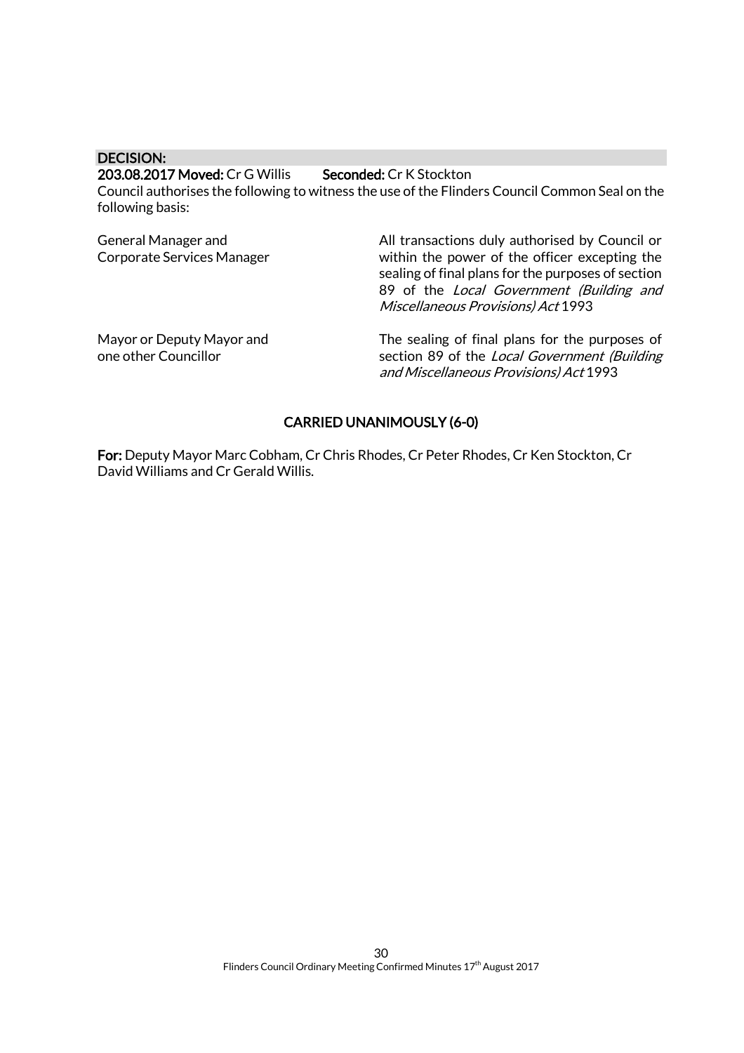**DECISION:**

**203.08.2017 Moved:** Cr G Willis **Seconded:** Cr K Stockton

Council authorises the following to witness the use of the Flinders Council Common Seal on the following basis:

| | |
|---|---|
| General Manager and Corporate Services Manager | All transactions duly authorised by Council or within the power of the officer excepting the sealing of final plans for the purposes of section 89 of the *Local Government (Building and Miscellaneous Provisions) Act* 1993 |
| Mayor or Deputy Mayor and one other Councillor | The sealing of final plans for the purposes of section 89 of the *Local Government (Building and Miscellaneous Provisions) Act* 1993 |

**CARRIED UNANIMOUSLY (6-0)**

**For:** Deputy Mayor Marc Cobham, Cr Chris Rhodes, Cr Peter Rhodes, Cr Ken Stockton, Cr David Williams and Cr Gerald Willis.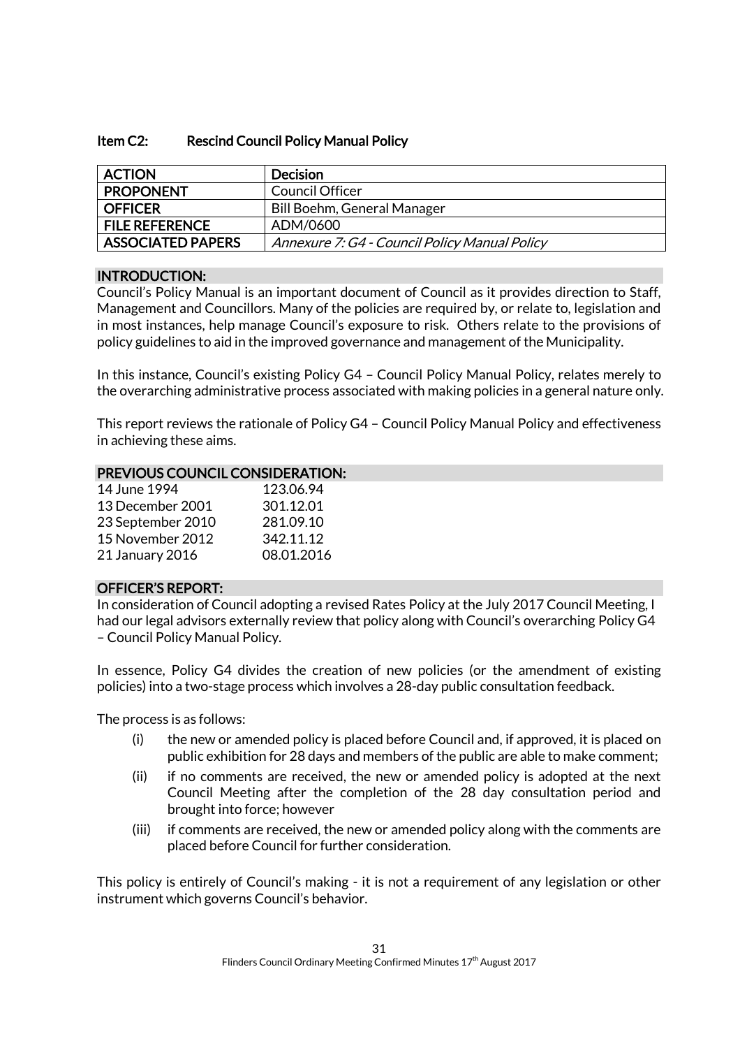### Item C2: Rescind Council Policy Manual Policy

| **ACTION** | **Decision** |
|---|---|
| **PROPONENT** | Council Officer |
| **OFFICER** | Bill Boehm, General Manager |
| **FILE REFERENCE** | ADM/0600 |
| **ASSOCIATED PAPERS** | *Annexure 7: G4 - Council Policy Manual Policy* |

**INTRODUCTION:**

Council's Policy Manual is an important document of Council as it provides direction to Staff, Management and Councillors. Many of the policies are required by, or relate to, legislation and in most instances, help manage Council's exposure to risk. Others relate to the provisions of policy guidelines to aid in the improved governance and management of the Municipality.

In this instance, Council's existing Policy G4 – Council Policy Manual Policy, relates merely to the overarching administrative process associated with making policies in a general nature only.

This report reviews the rationale of Policy G4 – Council Policy Manual Policy and effectiveness in achieving these aims.

**PREVIOUS COUNCIL CONSIDERATION:**

| | |
|---|---|
| 14 June 1994 | 123.06.94 |
| 13 December 2001 | 301.12.01 |
| 23 September 2010 | 281.09.10 |
| 15 November 2012 | 342.11.12 |
| 21 January 2016 | 08.01.2016 |

**OFFICER'S REPORT:**

In consideration of Council adopting a revised Rates Policy at the July 2017 Council Meeting, I had our legal advisors externally review that policy along with Council's overarching Policy G4 – Council Policy Manual Policy.

In essence, Policy G4 divides the creation of new policies (or the amendment of existing policies) into a two-stage process which involves a 28-day public consultation feedback.

The process is as follows:

(i) the new or amended policy is placed before Council and, if approved, it is placed on public exhibition for 28 days and members of the public are able to make comment;

(ii) if no comments are received, the new or amended policy is adopted at the next Council Meeting after the completion of the 28 day consultation period and brought into force; however

(iii) if comments are received, the new or amended policy along with the comments are placed before Council for further consideration.

This policy is entirely of Council's making - it is not a requirement of any legislation or other instrument which governs Council's behavior.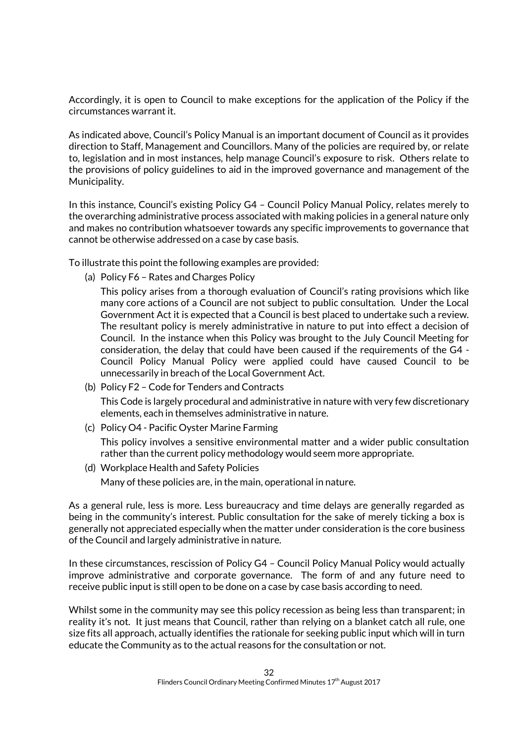Accordingly, it is open to Council to make exceptions for the application of the Policy if the circumstances warrant it.

As indicated above, Council's Policy Manual is an important document of Council as it provides direction to Staff, Management and Councillors. Many of the policies are required by, or relate to, legislation and in most instances, help manage Council's exposure to risk. Others relate to the provisions of policy guidelines to aid in the improved governance and management of the Municipality.

In this instance, Council's existing Policy G4 – Council Policy Manual Policy, relates merely to the overarching administrative process associated with making policies in a general nature only and makes no contribution whatsoever towards any specific improvements to governance that cannot be otherwise addressed on a case by case basis.

To illustrate this point the following examples are provided:

(a) Policy F6 – Rates and Charges Policy

    This policy arises from a thorough evaluation of Council's rating provisions which like many core actions of a Council are not subject to public consultation. Under the Local Government Act it is expected that a Council is best placed to undertake such a review. The resultant policy is merely administrative in nature to put into effect a decision of Council. In the instance when this Policy was brought to the July Council Meeting for consideration, the delay that could have been caused if the requirements of the G4 - Council Policy Manual Policy were applied could have caused Council to be unnecessarily in breach of the Local Government Act.

(b) Policy F2 – Code for Tenders and Contracts

    This Code is largely procedural and administrative in nature with very few discretionary elements, each in themselves administrative in nature.

(c) Policy O4 - Pacific Oyster Marine Farming

    This policy involves a sensitive environmental matter and a wider public consultation rather than the current policy methodology would seem more appropriate.

(d) Workplace Health and Safety Policies

    Many of these policies are, in the main, operational in nature.

As a general rule, less is more. Less bureaucracy and time delays are generally regarded as being in the community's interest. Public consultation for the sake of merely ticking a box is generally not appreciated especially when the matter under consideration is the core business of the Council and largely administrative in nature.

In these circumstances, rescission of Policy G4 – Council Policy Manual Policy would actually improve administrative and corporate governance. The form of and any future need to receive public input is still open to be done on a case by case basis according to need.

Whilst some in the community may see this policy recession as being less than transparent; in reality it's not. It just means that Council, rather than relying on a blanket catch all rule, one size fits all approach, actually identifies the rationale for seeking public input which will in turn educate the Community as to the actual reasons for the consultation or not.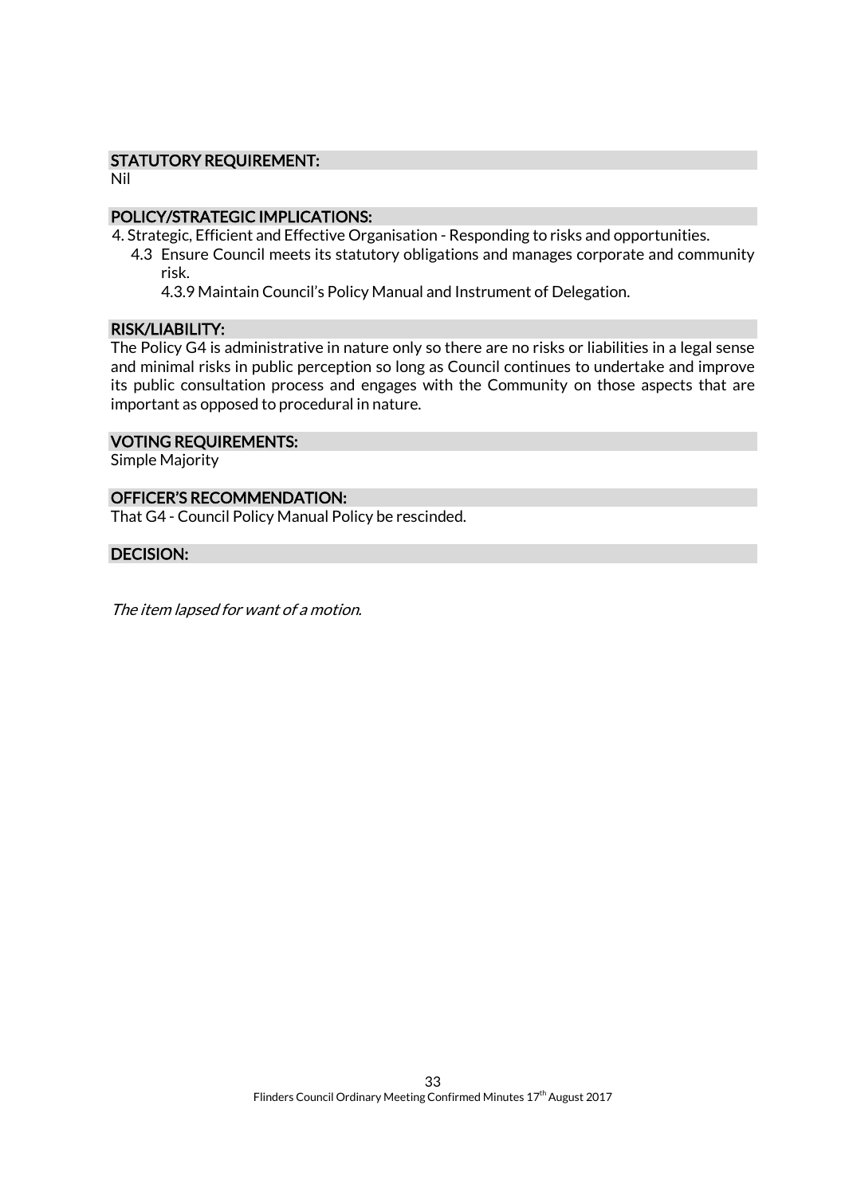## STATUTORY REQUIREMENT:

Nil

## POLICY/STRATEGIC IMPLICATIONS:

4. Strategic, Efficient and Effective Organisation - Responding to risks and opportunities.
   - 4.3 Ensure Council meets its statutory obligations and manages corporate and community risk.
     - 4.3.9 Maintain Council's Policy Manual and Instrument of Delegation.

## RISK/LIABILITY:

The Policy G4 is administrative in nature only so there are no risks or liabilities in a legal sense and minimal risks in public perception so long as Council continues to undertake and improve its public consultation process and engages with the Community on those aspects that are important as opposed to procedural in nature.

## VOTING REQUIREMENTS:

Simple Majority

## OFFICER'S RECOMMENDATION:

That G4 - Council Policy Manual Policy be rescinded.

## DECISION:

*The item lapsed for want of a motion.*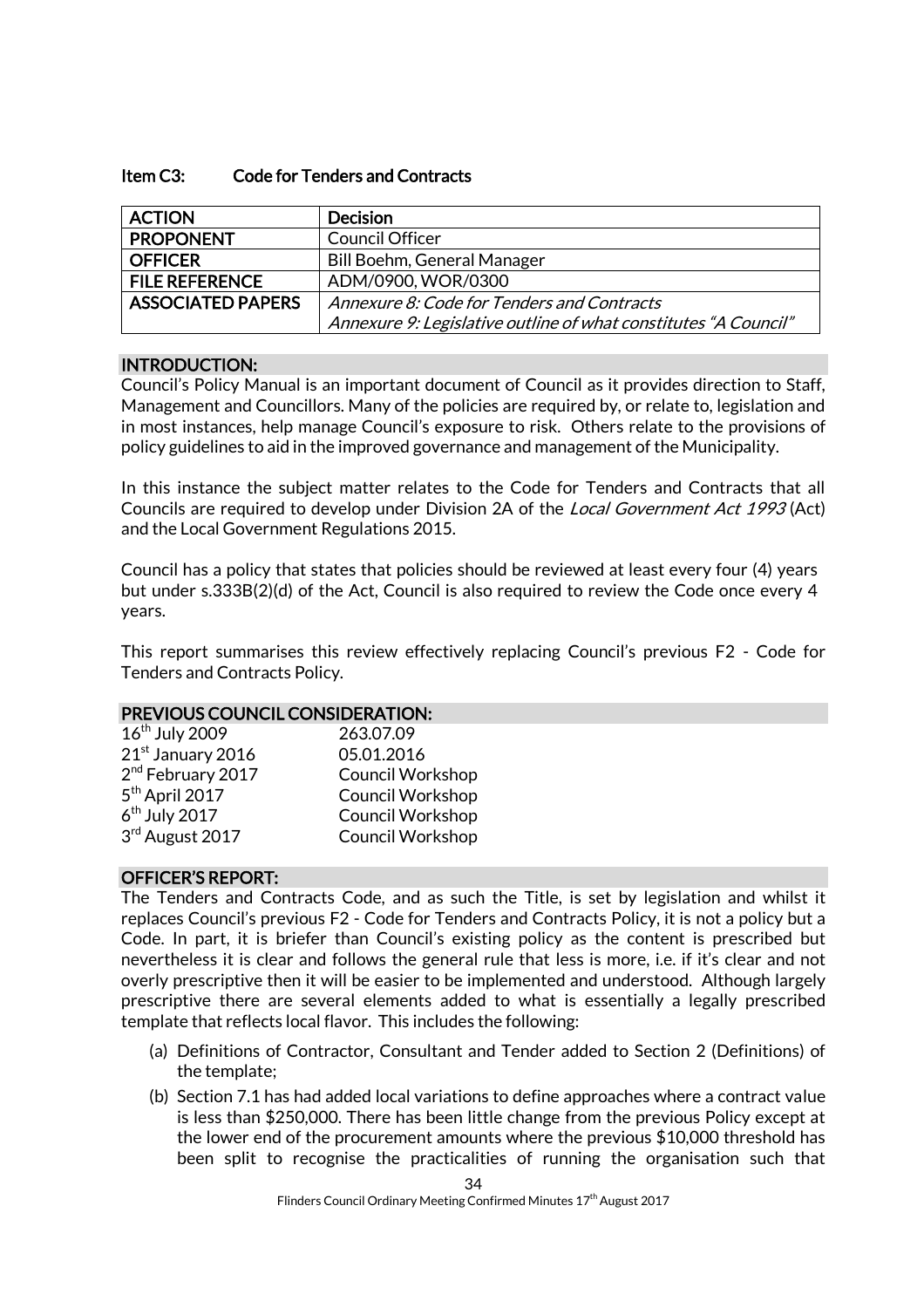### Item C3: Code for Tenders and Contracts

| ACTION | Decision |
|---|---|
| PROPONENT | Council Officer |
| OFFICER | Bill Boehm, General Manager |
| FILE REFERENCE | ADM/0900, WOR/0300 |
| ASSOCIATED PAPERS | *Annexure 8: Code for Tenders and Contracts*<br>*Annexure 9: Legislative outline of what constitutes "A Council"* |

**INTRODUCTION:**

Council's Policy Manual is an important document of Council as it provides direction to Staff, Management and Councillors. Many of the policies are required by, or relate to, legislation and in most instances, help manage Council's exposure to risk. Others relate to the provisions of policy guidelines to aid in the improved governance and management of the Municipality.

In this instance the subject matter relates to the Code for Tenders and Contracts that all Councils are required to develop under Division 2A of the *Local Government Act 1993* (Act) and the Local Government Regulations 2015.

Council has a policy that states that policies should be reviewed at least every four (4) years but under s.333B(2)(d) of the Act, Council is also required to review the Code once every 4 years.

This report summarises this review effectively replacing Council's previous F2 - Code for Tenders and Contracts Policy.

**PREVIOUS COUNCIL CONSIDERATION:**

| | |
|---|---|
| 16th July 2009 | 263.07.09 |
| 21st January 2016 | 05.01.2016 |
| 2nd February 2017 | Council Workshop |
| 5th April 2017 | Council Workshop |
| 6th July 2017 | Council Workshop |
| 3rd August 2017 | Council Workshop |

**OFFICER'S REPORT:**

The Tenders and Contracts Code, and as such the Title, is set by legislation and whilst it replaces Council's previous F2 - Code for Tenders and Contracts Policy, it is not a policy but a Code. In part, it is briefer than Council's existing policy as the content is prescribed but nevertheless it is clear and follows the general rule that less is more, i.e. if it's clear and not overly prescriptive then it will be easier to be implemented and understood. Although largely prescriptive there are several elements added to what is essentially a legally prescribed template that reflects local flavor. This includes the following:

(a) Definitions of Contractor, Consultant and Tender added to Section 2 (Definitions) of the template;

(b) Section 7.1 has had added local variations to define approaches where a contract value is less than $250,000. There has been little change from the previous Policy except at the lower end of the procurement amounts where the previous $10,000 threshold has been split to recognise the practicalities of running the organisation such that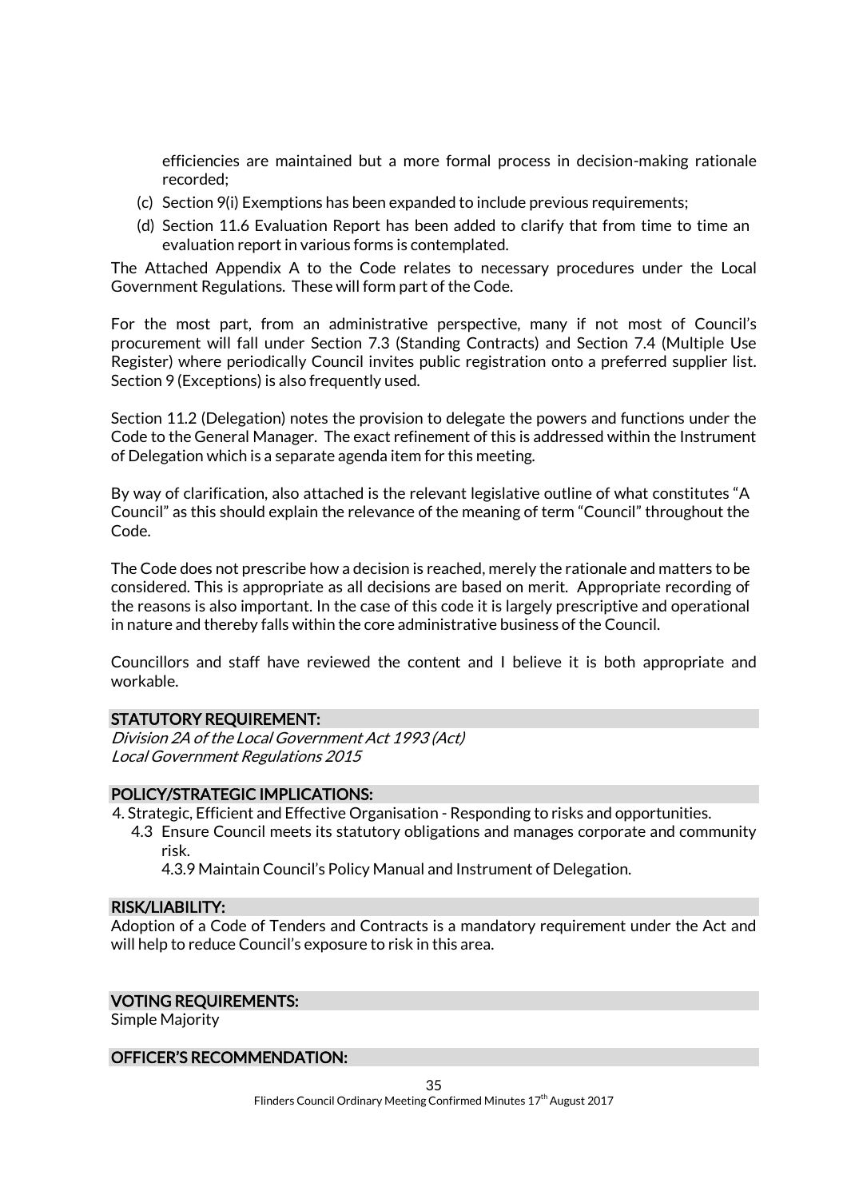efficiencies are maintained but a more formal process in decision-making rationale recorded;

(c) Section 9(i) Exemptions has been expanded to include previous requirements;

(d) Section 11.6 Evaluation Report has been added to clarify that from time to time an evaluation report in various forms is contemplated.

The Attached Appendix A to the Code relates to necessary procedures under the Local Government Regulations. These will form part of the Code.

For the most part, from an administrative perspective, many if not most of Council's procurement will fall under Section 7.3 (Standing Contracts) and Section 7.4 (Multiple Use Register) where periodically Council invites public registration onto a preferred supplier list. Section 9 (Exceptions) is also frequently used.

Section 11.2 (Delegation) notes the provision to delegate the powers and functions under the Code to the General Manager. The exact refinement of this is addressed within the Instrument of Delegation which is a separate agenda item for this meeting.

By way of clarification, also attached is the relevant legislative outline of what constitutes "A Council" as this should explain the relevance of the meaning of term "Council" throughout the Code.

The Code does not prescribe how a decision is reached, merely the rationale and matters to be considered. This is appropriate as all decisions are based on merit. Appropriate recording of the reasons is also important. In the case of this code it is largely prescriptive and operational in nature and thereby falls within the core administrative business of the Council.

Councillors and staff have reviewed the content and I believe it is both appropriate and workable.

## STATUTORY REQUIREMENT:

*Division 2A of the Local Government Act 1993 (Act)*
*Local Government Regulations 2015*

## POLICY/STRATEGIC IMPLICATIONS:

4. Strategic, Efficient and Effective Organisation - Responding to risks and opportunities.
   - 4.3 Ensure Council meets its statutory obligations and manages corporate and community risk.
     - 4.3.9 Maintain Council's Policy Manual and Instrument of Delegation.

## RISK/LIABILITY:

Adoption of a Code of Tenders and Contracts is a mandatory requirement under the Act and will help to reduce Council's exposure to risk in this area.

## VOTING REQUIREMENTS:

Simple Majority

## OFFICER'S RECOMMENDATION: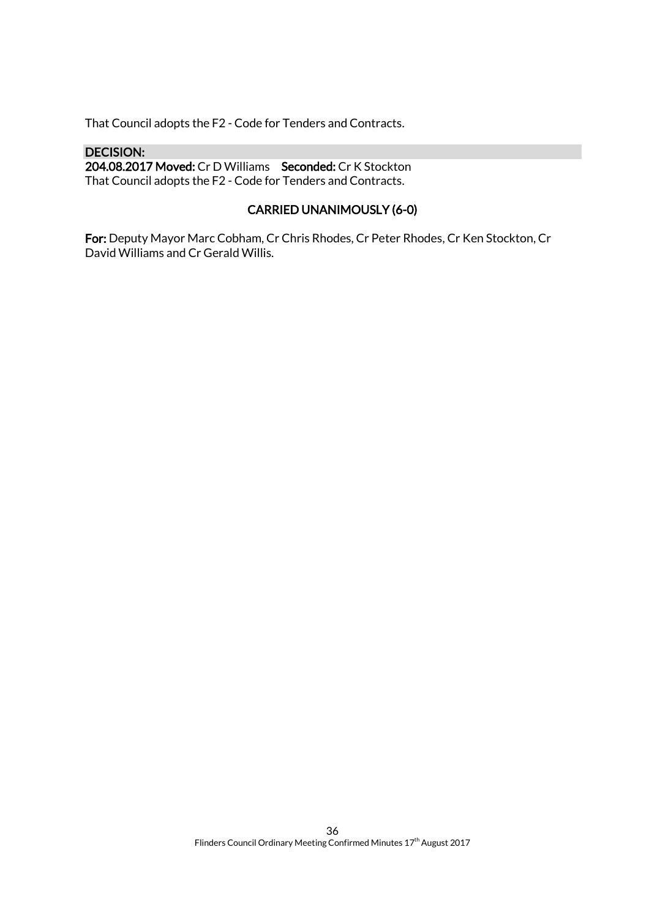That Council adopts the F2 - Code for Tenders and Contracts.

**DECISION:**

**204.08.2017 Moved:** Cr D Williams **Seconded:** Cr K Stockton
That Council adopts the F2 - Code for Tenders and Contracts.

**CARRIED UNANIMOUSLY (6-0)**

**For:** Deputy Mayor Marc Cobham, Cr Chris Rhodes, Cr Peter Rhodes, Cr Ken Stockton, Cr David Williams and Cr Gerald Willis.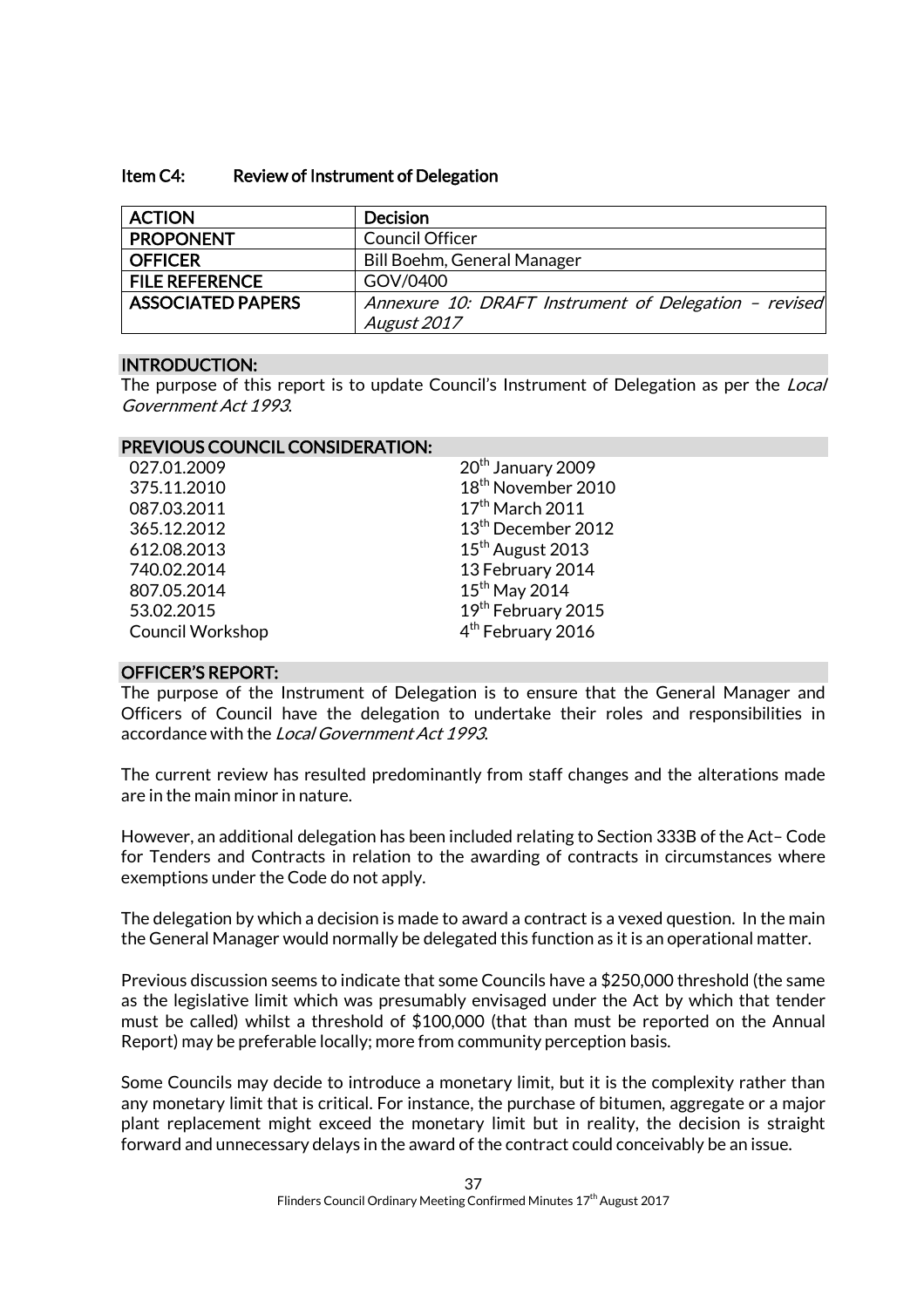### Item C4: Review of Instrument of Delegation

| ACTION | Decision |
|---|---|
| PROPONENT | Council Officer |
| OFFICER | Bill Boehm, General Manager |
| FILE REFERENCE | GOV/0400 |
| ASSOCIATED PAPERS | *Annexure 10: DRAFT Instrument of Delegation – revised August 2017* |

**INTRODUCTION:**

The purpose of this report is to update Council's Instrument of Delegation as per the *Local Government Act 1993*.

**PREVIOUS COUNCIL CONSIDERATION:**

| | |
|---|---|
| 027.01.2009 | 20th January 2009 |
| 375.11.2010 | 18th November 2010 |
| 087.03.2011 | 17th March 2011 |
| 365.12.2012 | 13th December 2012 |
| 612.08.2013 | 15th August 2013 |
| 740.02.2014 | 13 February 2014 |
| 807.05.2014 | 15th May 2014 |
| 53.02.2015 | 19th February 2015 |
| Council Workshop | 4th February 2016 |

**OFFICER'S REPORT:**

The purpose of the Instrument of Delegation is to ensure that the General Manager and Officers of Council have the delegation to undertake their roles and responsibilities in accordance with the *Local Government Act 1993*.

The current review has resulted predominantly from staff changes and the alterations made are in the main minor in nature.

However, an additional delegation has been included relating to Section 333B of the Act– Code for Tenders and Contracts in relation to the awarding of contracts in circumstances where exemptions under the Code do not apply.

The delegation by which a decision is made to award a contract is a vexed question. In the main the General Manager would normally be delegated this function as it is an operational matter.

Previous discussion seems to indicate that some Councils have a $250,000 threshold (the same as the legislative limit which was presumably envisaged under the Act by which that tender must be called) whilst a threshold of $100,000 (that than must be reported on the Annual Report) may be preferable locally; more from community perception basis.

Some Councils may decide to introduce a monetary limit, but it is the complexity rather than any monetary limit that is critical. For instance, the purchase of bitumen, aggregate or a major plant replacement might exceed the monetary limit but in reality, the decision is straight forward and unnecessary delays in the award of the contract could conceivably be an issue.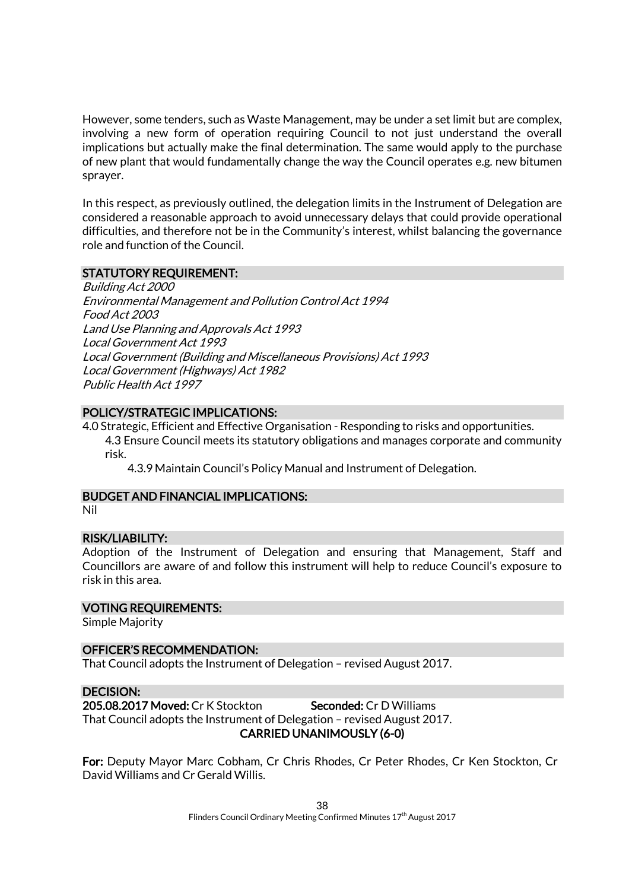However, some tenders, such as Waste Management, may be under a set limit but are complex, involving a new form of operation requiring Council to not just understand the overall implications but actually make the final determination. The same would apply to the purchase of new plant that would fundamentally change the way the Council operates e.g. new bitumen sprayer.

In this respect, as previously outlined, the delegation limits in the Instrument of Delegation are considered a reasonable approach to avoid unnecessary delays that could provide operational difficulties, and therefore not be in the Community's interest, whilst balancing the governance role and function of the Council.

## STATUTORY REQUIREMENT:

*Building Act 2000*
*Environmental Management and Pollution Control Act 1994*
*Food Act 2003*
*Land Use Planning and Approvals Act 1993*
*Local Government Act 1993*
*Local Government (Building and Miscellaneous Provisions) Act 1993*
*Local Government (Highways) Act 1982*
*Public Health Act 1997*

## POLICY/STRATEGIC IMPLICATIONS:

4.0 Strategic, Efficient and Effective Organisation - Responding to risks and opportunities.
  4.3 Ensure Council meets its statutory obligations and manages corporate and community risk.
    4.3.9 Maintain Council's Policy Manual and Instrument of Delegation.

## BUDGET AND FINANCIAL IMPLICATIONS:

Nil

## RISK/LIABILITY:

Adoption of the Instrument of Delegation and ensuring that Management, Staff and Councillors are aware of and follow this instrument will help to reduce Council's exposure to risk in this area.

## VOTING REQUIREMENTS:

Simple Majority

## OFFICER'S RECOMMENDATION:

That Council adopts the Instrument of Delegation – revised August 2017.

## DECISION:

**205.08.2017 Moved:** Cr K Stockton **Seconded:** Cr D Williams
That Council adopts the Instrument of Delegation – revised August 2017.

**CARRIED UNANIMOUSLY (6-0)**

**For:** Deputy Mayor Marc Cobham, Cr Chris Rhodes, Cr Peter Rhodes, Cr Ken Stockton, Cr David Williams and Cr Gerald Willis.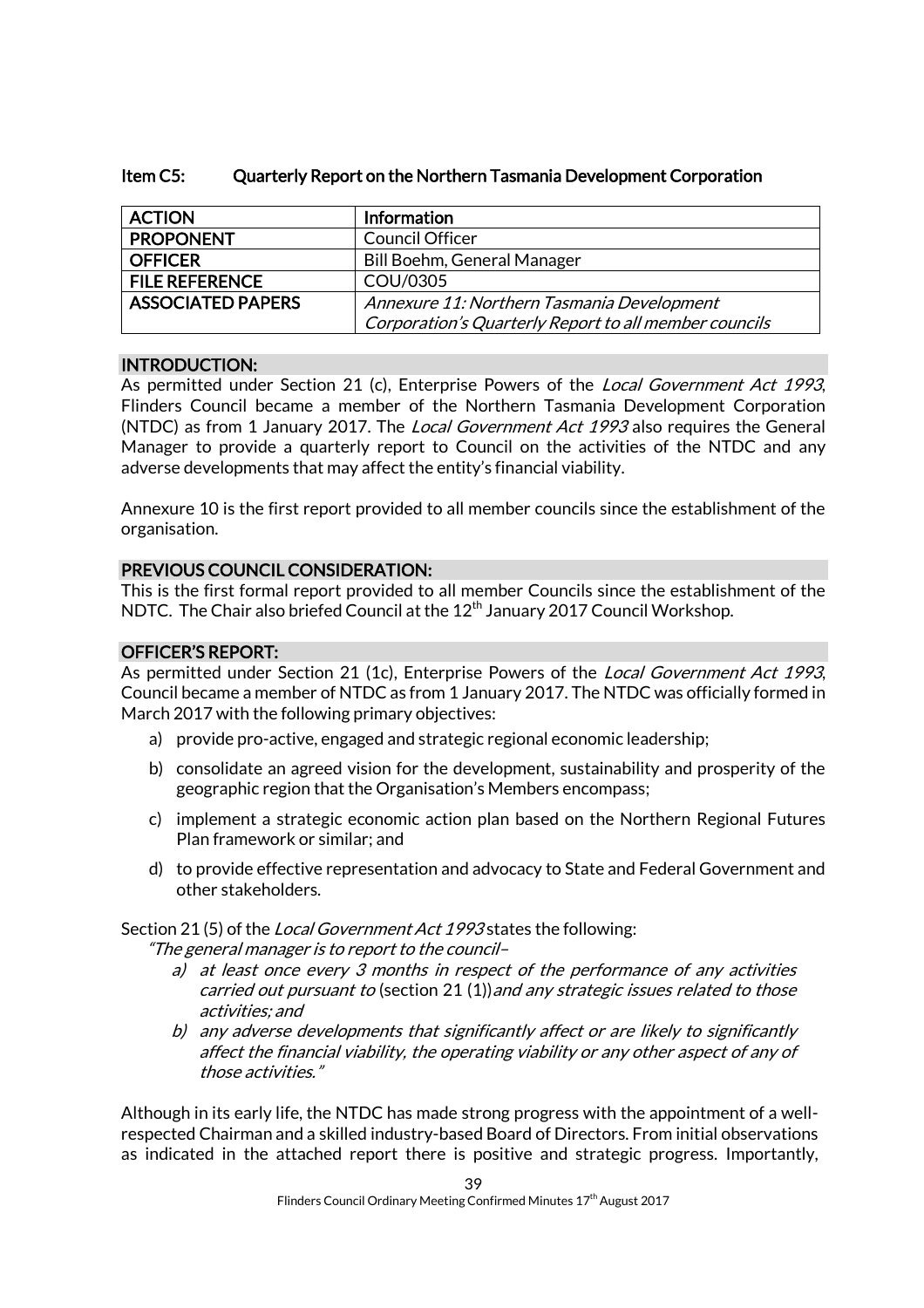### Item C5: Quarterly Report on the Northern Tasmania Development Corporation

| ACTION | Information |
| --- | --- |
| PROPONENT | Council Officer |
| OFFICER | Bill Boehm, General Manager |
| FILE REFERENCE | COU/0305 |
| ASSOCIATED PAPERS | *Annexure 11: Northern Tasmania Development Corporation's Quarterly Report to all member councils* |

#### INTRODUCTION:

As permitted under Section 21 (c), Enterprise Powers of the *Local Government Act 1993*, Flinders Council became a member of the Northern Tasmania Development Corporation (NTDC) as from 1 January 2017. The *Local Government Act 1993* also requires the General Manager to provide a quarterly report to Council on the activities of the NTDC and any adverse developments that may affect the entity's financial viability.

Annexure 10 is the first report provided to all member councils since the establishment of the organisation.

#### PREVIOUS COUNCIL CONSIDERATION:

This is the first formal report provided to all member Councils since the establishment of the NDTC. The Chair also briefed Council at the 12th January 2017 Council Workshop.

#### OFFICER'S REPORT:

As permitted under Section 21 (1c), Enterprise Powers of the *Local Government Act 1993*, Council became a member of NTDC as from 1 January 2017. The NTDC was officially formed in March 2017 with the following primary objectives:

a) provide pro-active, engaged and strategic regional economic leadership;

b) consolidate an agreed vision for the development, sustainability and prosperity of the geographic region that the Organisation's Members encompass;

c) implement a strategic economic action plan based on the Northern Regional Futures Plan framework or similar; and

d) to provide effective representation and advocacy to State and Federal Government and other stakeholders.

Section 21 (5) of the *Local Government Act 1993* states the following:

*"The general manager is to report to the council–*

*a) at least once every 3 months in respect of the performance of any activities carried out pursuant to* (section 21 (1))*and any strategic issues related to those activities; and*

*b) any adverse developments that significantly affect or are likely to significantly affect the financial viability, the operating viability or any other aspect of any of those activities."*

Although in its early life, the NTDC has made strong progress with the appointment of a well-respected Chairman and a skilled industry-based Board of Directors. From initial observations as indicated in the attached report there is positive and strategic progress. Importantly,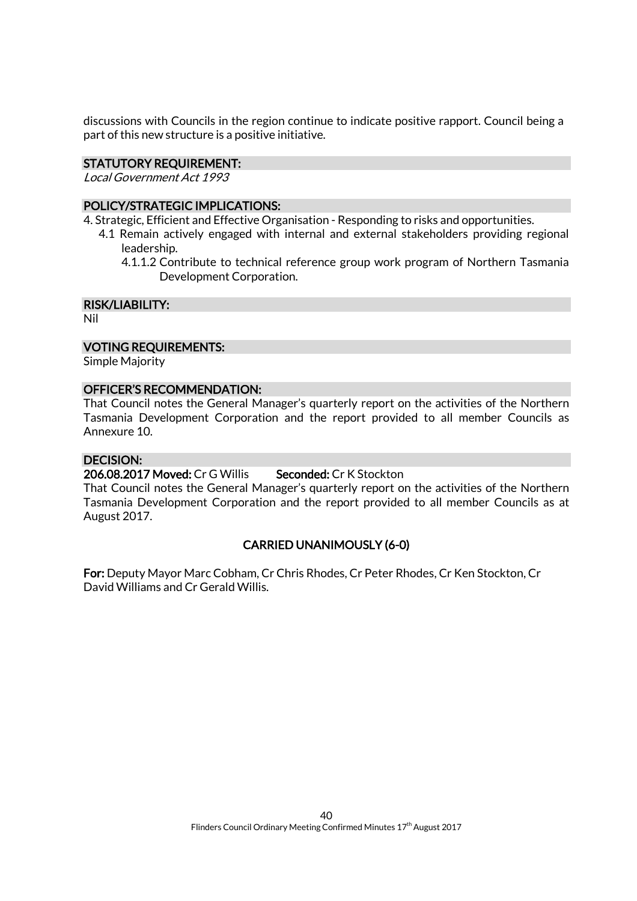discussions with Councils in the region continue to indicate positive rapport. Council being a part of this new structure is a positive initiative.

**STATUTORY REQUIREMENT:**

*Local Government Act 1993*

**POLICY/STRATEGIC IMPLICATIONS:**

4. Strategic, Efficient and Effective Organisation - Responding to risks and opportunities.
   - 4.1 Remain actively engaged with internal and external stakeholders providing regional leadership.
     - 4.1.1.2 Contribute to technical reference group work program of Northern Tasmania Development Corporation.

**RISK/LIABILITY:**

Nil

**VOTING REQUIREMENTS:**

Simple Majority

**OFFICER'S RECOMMENDATION:**

That Council notes the General Manager's quarterly report on the activities of the Northern Tasmania Development Corporation and the report provided to all member Councils as Annexure 10.

**DECISION:**

**206.08.2017 Moved:** Cr G Willis **Seconded:** Cr K Stockton

That Council notes the General Manager's quarterly report on the activities of the Northern Tasmania Development Corporation and the report provided to all member Councils as at August 2017.

**CARRIED UNANIMOUSLY (6-0)**

**For:** Deputy Mayor Marc Cobham, Cr Chris Rhodes, Cr Peter Rhodes, Cr Ken Stockton, Cr David Williams and Cr Gerald Willis.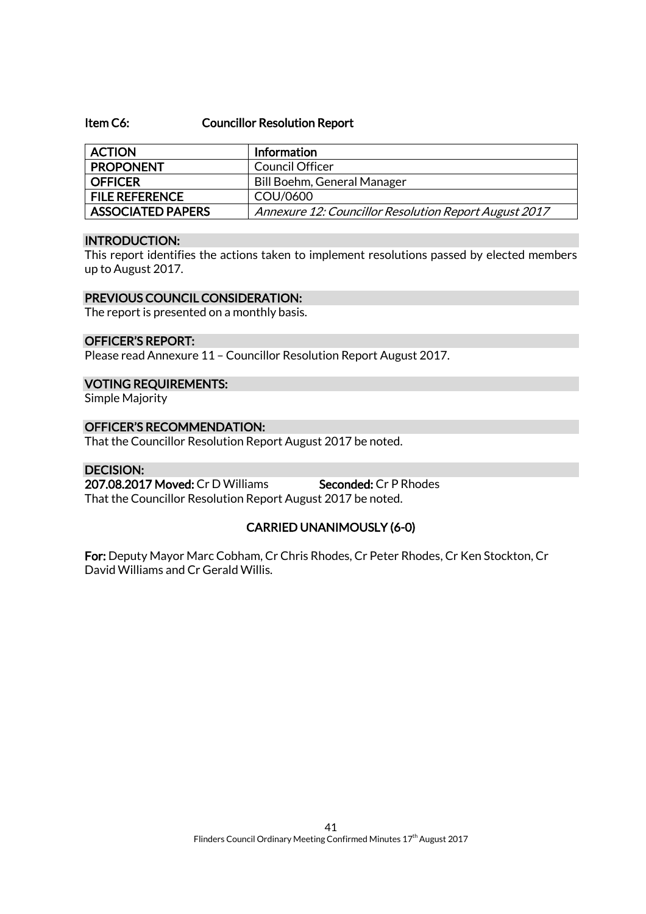### Item C6: Councillor Resolution Report

| ACTION | Information |
|---|---|
| PROPONENT | Council Officer |
| OFFICER | Bill Boehm, General Manager |
| FILE REFERENCE | COU/0600 |
| ASSOCIATED PAPERS | *Annexure 12: Councillor Resolution Report August 2017* |

**INTRODUCTION:**

This report identifies the actions taken to implement resolutions passed by elected members up to August 2017.

**PREVIOUS COUNCIL CONSIDERATION:**

The report is presented on a monthly basis.

**OFFICER'S REPORT:**

Please read Annexure 11 – Councillor Resolution Report August 2017.

**VOTING REQUIREMENTS:**

Simple Majority

**OFFICER'S RECOMMENDATION:**

That the Councillor Resolution Report August 2017 be noted.

**DECISION:**

**207.08.2017 Moved:** Cr D Williams **Seconded:** Cr P Rhodes

That the Councillor Resolution Report August 2017 be noted.

**CARRIED UNANIMOUSLY (6-0)**

**For:** Deputy Mayor Marc Cobham, Cr Chris Rhodes, Cr Peter Rhodes, Cr Ken Stockton, Cr David Williams and Cr Gerald Willis.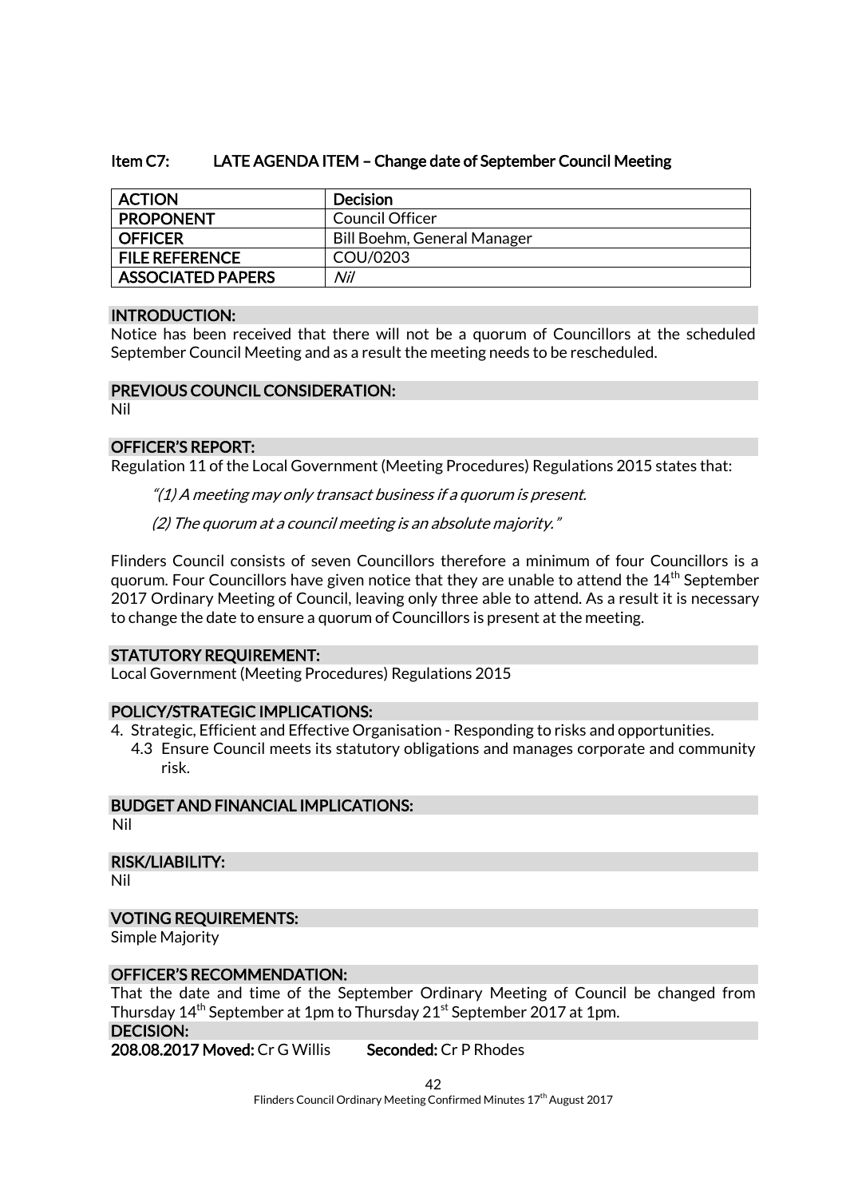### Item C7: LATE AGENDA ITEM – Change date of September Council Meeting

| ACTION | Decision |
| --- | --- |
| PROPONENT | Council Officer |
| OFFICER | Bill Boehm, General Manager |
| FILE REFERENCE | COU/0203 |
| ASSOCIATED PAPERS | *Nil* |

**INTRODUCTION:**

Notice has been received that there will not be a quorum of Councillors at the scheduled September Council Meeting and as a result the meeting needs to be rescheduled.

**PREVIOUS COUNCIL CONSIDERATION:**

Nil

**OFFICER'S REPORT:**

Regulation 11 of the Local Government (Meeting Procedures) Regulations 2015 states that:

> *"(1) A meeting may only transact business if a quorum is present.*
>
> *(2) The quorum at a council meeting is an absolute majority."*

Flinders Council consists of seven Councillors therefore a minimum of four Councillors is a quorum. Four Councillors have given notice that they are unable to attend the 14th September 2017 Ordinary Meeting of Council, leaving only three able to attend. As a result it is necessary to change the date to ensure a quorum of Councillors is present at the meeting.

**STATUTORY REQUIREMENT:**

Local Government (Meeting Procedures) Regulations 2015

**POLICY/STRATEGIC IMPLICATIONS:**

4. Strategic, Efficient and Effective Organisation - Responding to risks and opportunities.
   4.3 Ensure Council meets its statutory obligations and manages corporate and community risk.

**BUDGET AND FINANCIAL IMPLICATIONS:**

Nil

**RISK/LIABILITY:**

Nil

**VOTING REQUIREMENTS:**

Simple Majority

**OFFICER'S RECOMMENDATION:**

That the date and time of the September Ordinary Meeting of Council be changed from Thursday 14th September at 1pm to Thursday 21st September 2017 at 1pm.

**DECISION:**

**208.08.2017 Moved:** Cr G Willis **Seconded:** Cr P Rhodes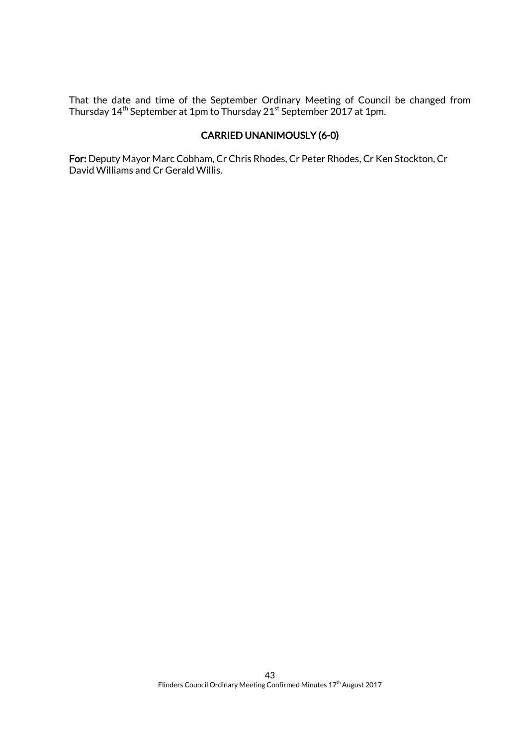That the date and time of the September Ordinary Meeting of Council be changed from Thursday 14th September at 1pm to Thursday 21st September 2017 at 1pm.

**CARRIED UNANIMOUSLY (6-0)**

**For:** Deputy Mayor Marc Cobham, Cr Chris Rhodes, Cr Peter Rhodes, Cr Ken Stockton, Cr David Williams and Cr Gerald Willis.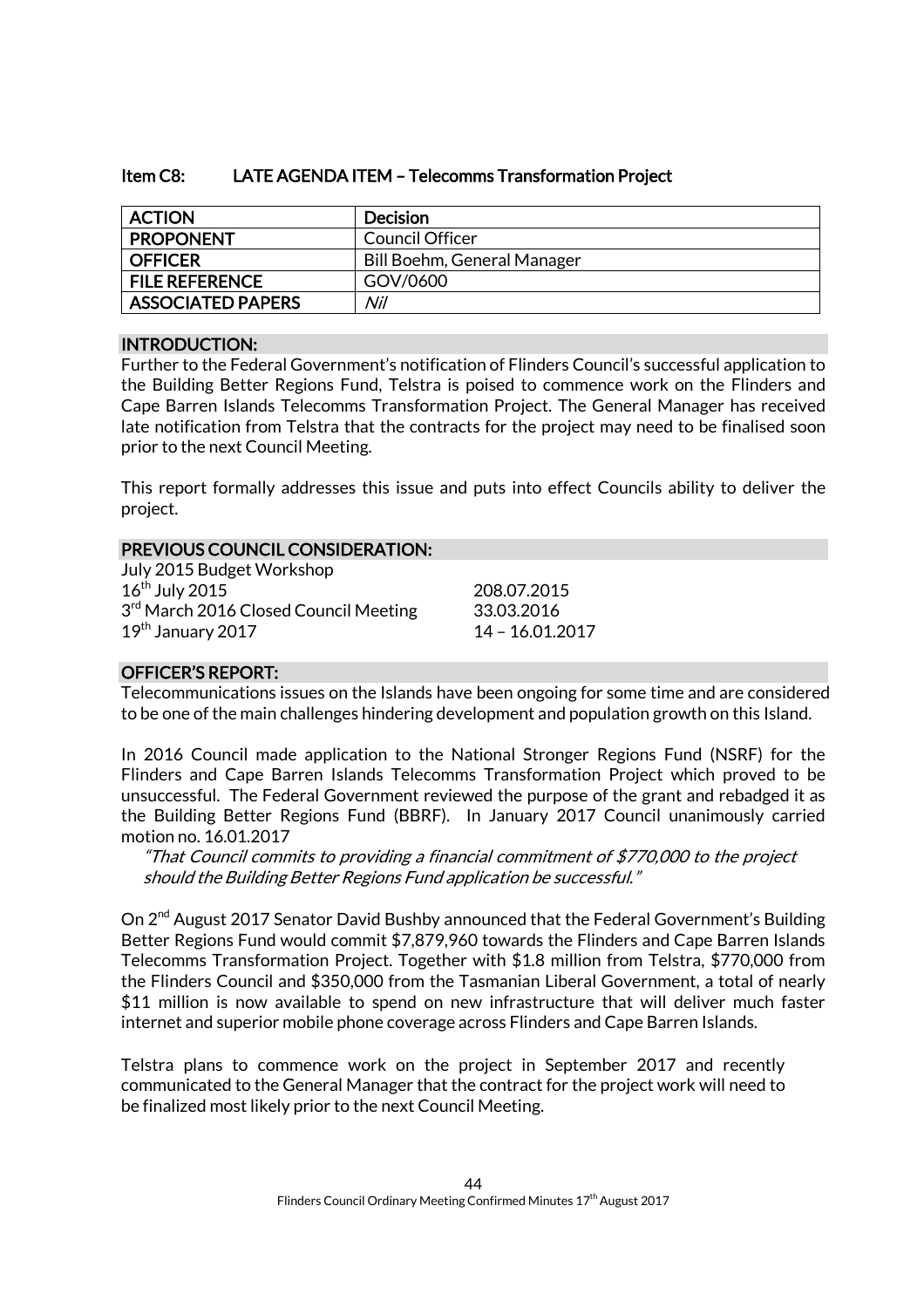## Item C8: LATE AGENDA ITEM – Telecomms Transformation Project

| ACTION | Decision |
|---|---|
| PROPONENT | Council Officer |
| OFFICER | Bill Boehm, General Manager |
| FILE REFERENCE | GOV/0600 |
| ASSOCIATED PAPERS | *Nil* |

### INTRODUCTION:

Further to the Federal Government's notification of Flinders Council's successful application to the Building Better Regions Fund, Telstra is poised to commence work on the Flinders and Cape Barren Islands Telecomms Transformation Project. The General Manager has received late notification from Telstra that the contracts for the project may need to be finalised soon prior to the next Council Meeting.

This report formally addresses this issue and puts into effect Councils ability to deliver the project.

### PREVIOUS COUNCIL CONSIDERATION:

| | |
|---|---|
| July 2015 Budget Workshop | |
| 16th July 2015 | 208.07.2015 |
| 3rd March 2016 Closed Council Meeting | 33.03.2016 |
| 19th January 2017 | 14 – 16.01.2017 |

### OFFICER'S REPORT:

Telecommunications issues on the Islands have been ongoing for some time and are considered to be one of the main challenges hindering development and population growth on this Island.

In 2016 Council made application to the National Stronger Regions Fund (NSRF) for the Flinders and Cape Barren Islands Telecomms Transformation Project which proved to be unsuccessful. The Federal Government reviewed the purpose of the grant and rebadged it as the Building Better Regions Fund (BBRF). In January 2017 Council unanimously carried motion no. 16.01.2017

> *"That Council commits to providing a financial commitment of $770,000 to the project should the Building Better Regions Fund application be successful."*

On 2nd August 2017 Senator David Bushby announced that the Federal Government's Building Better Regions Fund would commit $7,879,960 towards the Flinders and Cape Barren Islands Telecomms Transformation Project. Together with $1.8 million from Telstra, $770,000 from the Flinders Council and $350,000 from the Tasmanian Liberal Government, a total of nearly $11 million is now available to spend on new infrastructure that will deliver much faster internet and superior mobile phone coverage across Flinders and Cape Barren Islands.

Telstra plans to commence work on the project in September 2017 and recently communicated to the General Manager that the contract for the project work will need to be finalized most likely prior to the next Council Meeting.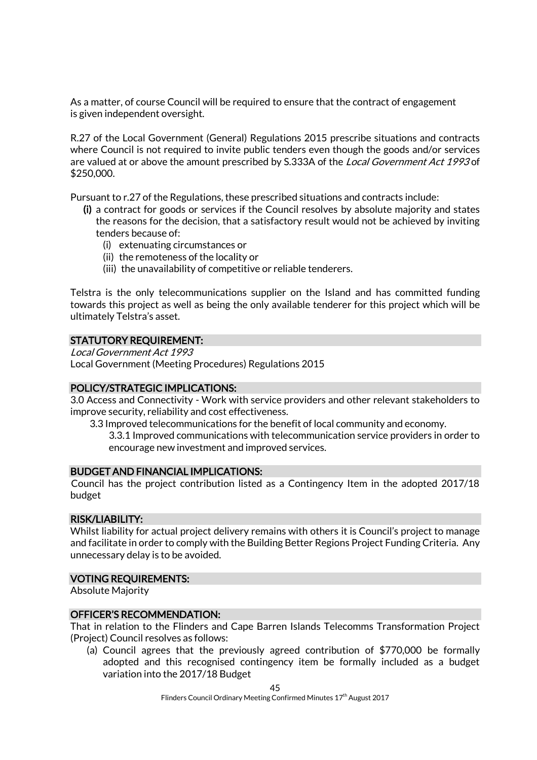As a matter, of course Council will be required to ensure that the contract of engagement is given independent oversight.

R.27 of the Local Government (General) Regulations 2015 prescribe situations and contracts where Council is not required to invite public tenders even though the goods and/or services are valued at or above the amount prescribed by S.333A of the *Local Government Act 1993* of $250,000.

Pursuant to r.27 of the Regulations, these prescribed situations and contracts include:

**(i)** a contract for goods or services if the Council resolves by absolute majority and states the reasons for the decision, that a satisfactory result would not be achieved by inviting tenders because of:

- (i) extenuating circumstances or
- (ii) the remoteness of the locality or
- (iii) the unavailability of competitive or reliable tenderers.

Telstra is the only telecommunications supplier on the Island and has committed funding towards this project as well as being the only available tenderer for this project which will be ultimately Telstra's asset.

## STATUTORY REQUIREMENT:

*Local Government Act 1993*
Local Government (Meeting Procedures) Regulations 2015

## POLICY/STRATEGIC IMPLICATIONS:

3.0 Access and Connectivity - Work with service providers and other relevant stakeholders to improve security, reliability and cost effectiveness.

3.3 Improved telecommunications for the benefit of local community and economy.

3.3.1 Improved communications with telecommunication service providers in order to encourage new investment and improved services.

## BUDGET AND FINANCIAL IMPLICATIONS:

Council has the project contribution listed as a Contingency Item in the adopted 2017/18 budget

## RISK/LIABILITY:

Whilst liability for actual project delivery remains with others it is Council's project to manage and facilitate in order to comply with the Building Better Regions Project Funding Criteria. Any unnecessary delay is to be avoided.

## VOTING REQUIREMENTS:

Absolute Majority

## OFFICER'S RECOMMENDATION:

That in relation to the Flinders and Cape Barren Islands Telecomms Transformation Project (Project) Council resolves as follows:

(a) Council agrees that the previously agreed contribution of $770,000 be formally adopted and this recognised contingency item be formally included as a budget variation into the 2017/18 Budget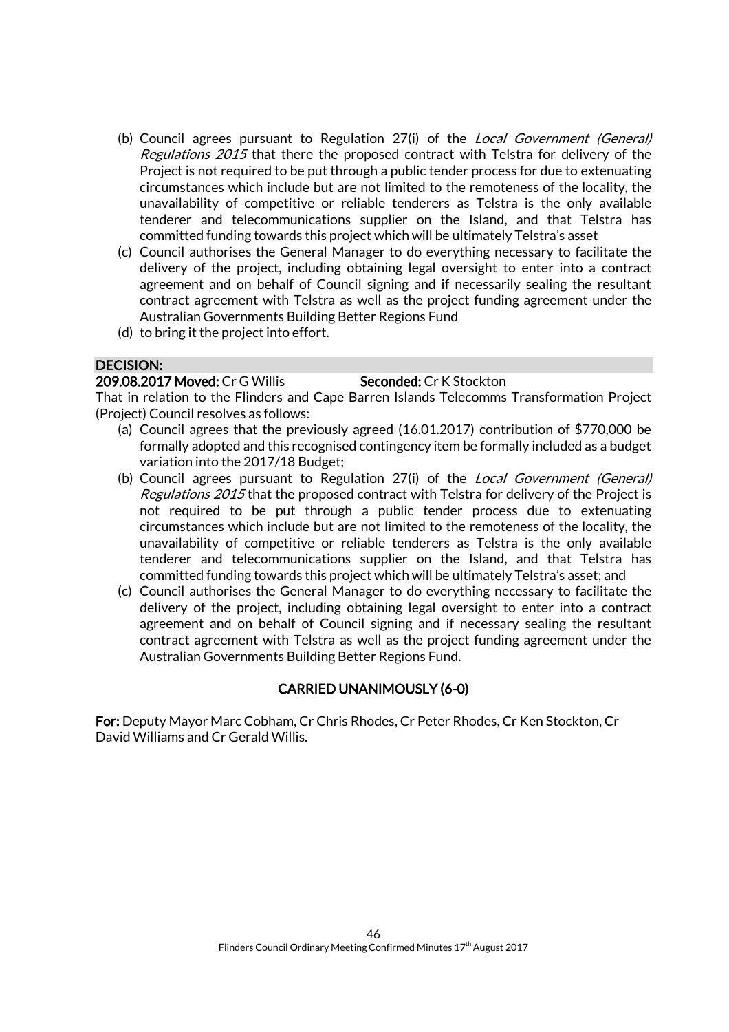(b) Council agrees pursuant to Regulation 27(i) of the *Local Government (General) Regulations 2015* that there the proposed contract with Telstra for delivery of the Project is not required to be put through a public tender process for due to extenuating circumstances which include but are not limited to the remoteness of the locality, the unavailability of competitive or reliable tenderers as Telstra is the only available tenderer and telecommunications supplier on the Island, and that Telstra has committed funding towards this project which will be ultimately Telstra's asset

(c) Council authorises the General Manager to do everything necessary to facilitate the delivery of the project, including obtaining legal oversight to enter into a contract agreement and on behalf of Council signing and if necessarily sealing the resultant contract agreement with Telstra as well as the project funding agreement under the Australian Governments Building Better Regions Fund

(d) to bring it the project into effort.

**DECISION:**

**209.08.2017 Moved:** Cr G Willis **Seconded:** Cr K Stockton

That in relation to the Flinders and Cape Barren Islands Telecomms Transformation Project (Project) Council resolves as follows:

(a) Council agrees that the previously agreed (16.01.2017) contribution of $770,000 be formally adopted and this recognised contingency item be formally included as a budget variation into the 2017/18 Budget;

(b) Council agrees pursuant to Regulation 27(i) of the *Local Government (General) Regulations 2015* that the proposed contract with Telstra for delivery of the Project is not required to be put through a public tender process due to extenuating circumstances which include but are not limited to the remoteness of the locality, the unavailability of competitive or reliable tenderers as Telstra is the only available tenderer and telecommunications supplier on the Island, and that Telstra has committed funding towards this project which will be ultimately Telstra's asset; and

(c) Council authorises the General Manager to do everything necessary to facilitate the delivery of the project, including obtaining legal oversight to enter into a contract agreement and on behalf of Council signing and if necessary sealing the resultant contract agreement with Telstra as well as the project funding agreement under the Australian Governments Building Better Regions Fund.

**CARRIED UNANIMOUSLY (6-0)**

**For:** Deputy Mayor Marc Cobham, Cr Chris Rhodes, Cr Peter Rhodes, Cr Ken Stockton, Cr David Williams and Cr Gerald Willis.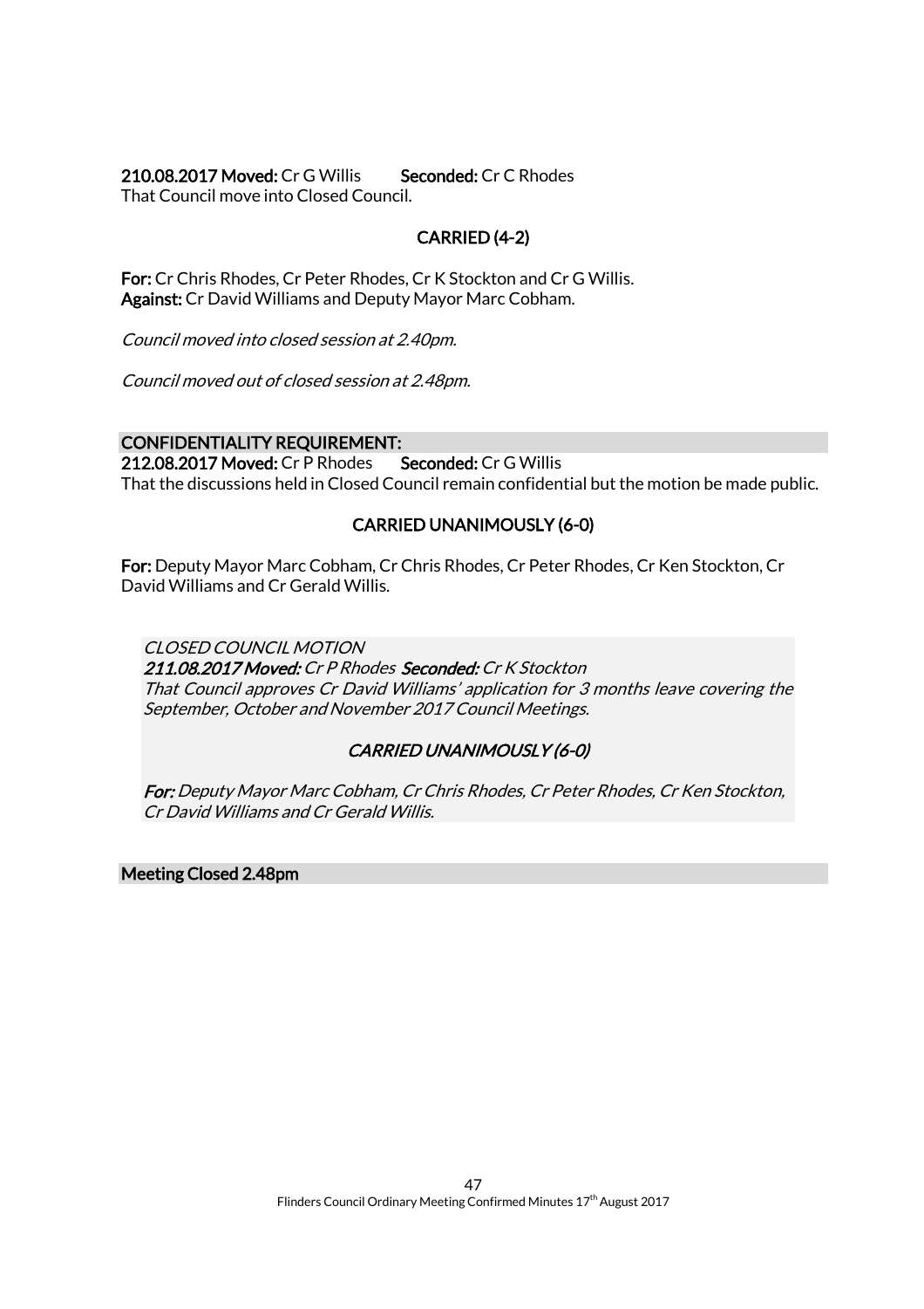**210.08.2017 Moved:** Cr G Willis **Seconded:** Cr C Rhodes
That Council move into Closed Council.

**CARRIED (4-2)**

**For:** Cr Chris Rhodes, Cr Peter Rhodes, Cr K Stockton and Cr G Willis.
**Against:** Cr David Williams and Deputy Mayor Marc Cobham.

*Council moved into closed session at 2.40pm.*

*Council moved out of closed session at 2.48pm.*

## CONFIDENTIALITY REQUIREMENT:

**212.08.2017 Moved:** Cr P Rhodes **Seconded:** Cr G Willis
That the discussions held in Closed Council remain confidential but the motion be made public.

**CARRIED UNANIMOUSLY (6-0)**

**For:** Deputy Mayor Marc Cobham, Cr Chris Rhodes, Cr Peter Rhodes, Cr Ken Stockton, Cr David Williams and Cr Gerald Willis.

*CLOSED COUNCIL MOTION*
***211.08.2017 Moved:** Cr P Rhodes **Seconded:** Cr K Stockton*
*That Council approves Cr David Williams' application for 3 months leave covering the September, October and November 2017 Council Meetings.*

***CARRIED UNANIMOUSLY (6-0)***

***For:** Deputy Mayor Marc Cobham, Cr Chris Rhodes, Cr Peter Rhodes, Cr Ken Stockton, Cr David Williams and Cr Gerald Willis.*

## Meeting Closed 2.48pm